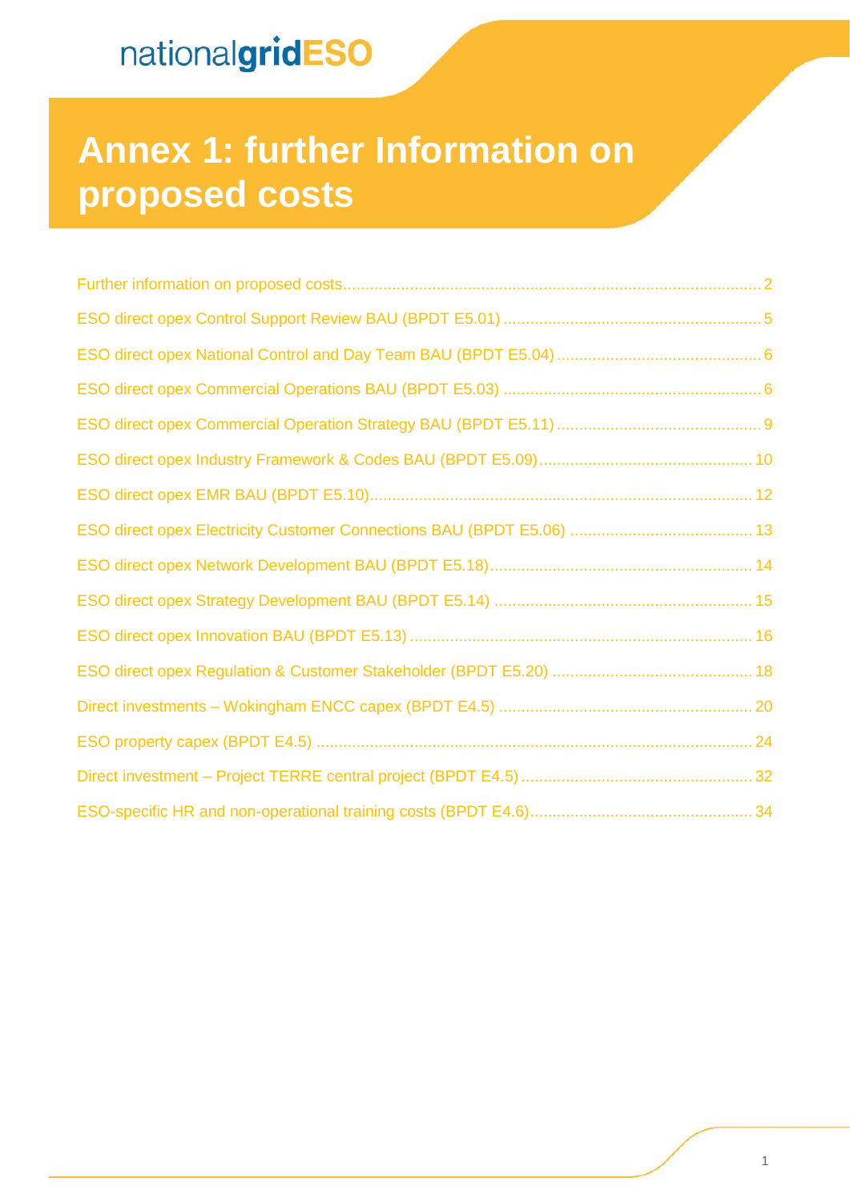nationalgridESO

# Annex 1: further Information on proposed costs

- Further information on proposed costs ........................................................................................... 2
- ESO direct opex Control Support Review BAU (BPDT E5.01) ........................................................ 5
- ESO direct opex National Control and Day Team BAU (BPDT E5.04) ............................................ 6
- ESO direct opex Commercial Operations BAU (BPDT E5.03) ......................................................... 6
- ESO direct opex Commercial Operation Strategy BAU (BPDT E5.11) ............................................. 9
- ESO direct opex Industry Framework & Codes BAU (BPDT E5.09)............................................... 10
- ESO direct opex EMR BAU (BPDT E5.10)..................................................................................... 12
- ESO direct opex Electricity Customer Connections BAU (BPDT E5.06) ........................................ 13
- ESO direct opex Network Development BAU (BPDT E5.18).......................................................... 14
- ESO direct opex Strategy Development BAU (BPDT E5.14) ......................................................... 15
- ESO direct opex Innovation BAU (BPDT E5.13) ........................................................................... 16
- ESO direct opex Regulation & Customer Stakeholder (BPDT E5.20) ............................................ 18
- Direct investments – Wokingham ENCC capex (BPDT E4.5) ........................................................ 20
- ESO property capex (BPDT E4.5) ................................................................................................ 24
- Direct investment – Project TERRE central project (BPDT E4.5) ................................................... 32
- ESO-specific HR and non-operational training costs (BPDT E4.6)................................................. 34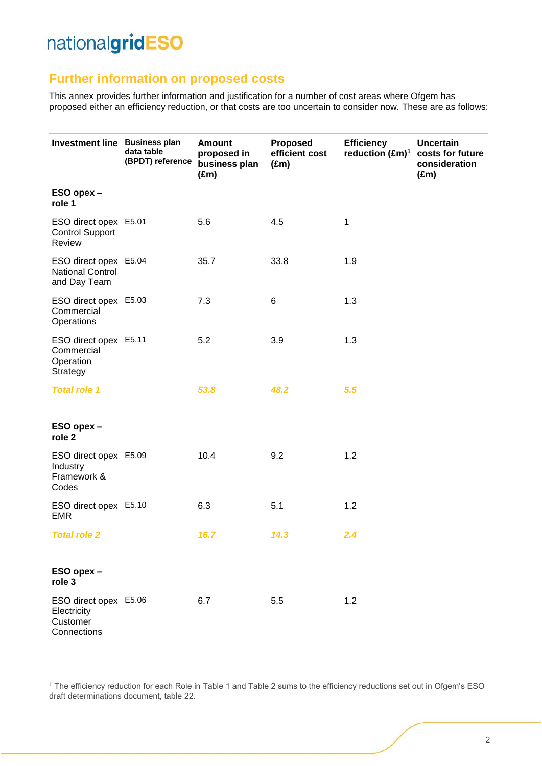## Further information on proposed costs

This annex provides further information and justification for a number of cost areas where Ofgem has proposed either an efficiency reduction, or that costs are too uncertain to consider now. These are as follows:

| Investment line | Business plan data table (BPDT) reference | Amount proposed in business plan (£m) | Proposed efficient cost (£m) | Efficiency reduction (£m)[1] | Uncertain costs for future consideration (£m) |
|---|---|---|---|---|---|
| **ESO opex – role 1** | | | | | |
| ESO direct opex Control Support Review | E5.01 | 5.6 | 4.5 | 1 | |
| ESO direct opex National Control and Day Team | E5.04 | 35.7 | 33.8 | 1.9 | |
| ESO direct opex Commercial Operations | E5.03 | 7.3 | 6 | 1.3 | |
| ESO direct opex Commercial Operation Strategy | E5.11 | 5.2 | 3.9 | 1.3 | |
| ***Total role 1*** | | ***53.8*** | ***48.2*** | ***5.5*** | |
| **ESO opex – role 2** | | | | | |
| ESO direct opex Industry Framework & Codes | E5.09 | 10.4 | 9.2 | 1.2 | |
| ESO direct opex EMR | E5.10 | 6.3 | 5.1 | 1.2 | |
| ***Total role 2*** | | ***16.7*** | ***14.3*** | ***2.4*** | |
| **ESO opex – role 3** | | | | | |
| ESO direct opex Electricity Customer Connections | E5.06 | 6.7 | 5.5 | 1.2 | |

[1] The efficiency reduction for each Role in Table 1 and Table 2 sums to the efficiency reductions set out in Ofgem's ESO draft determinations document, table 22.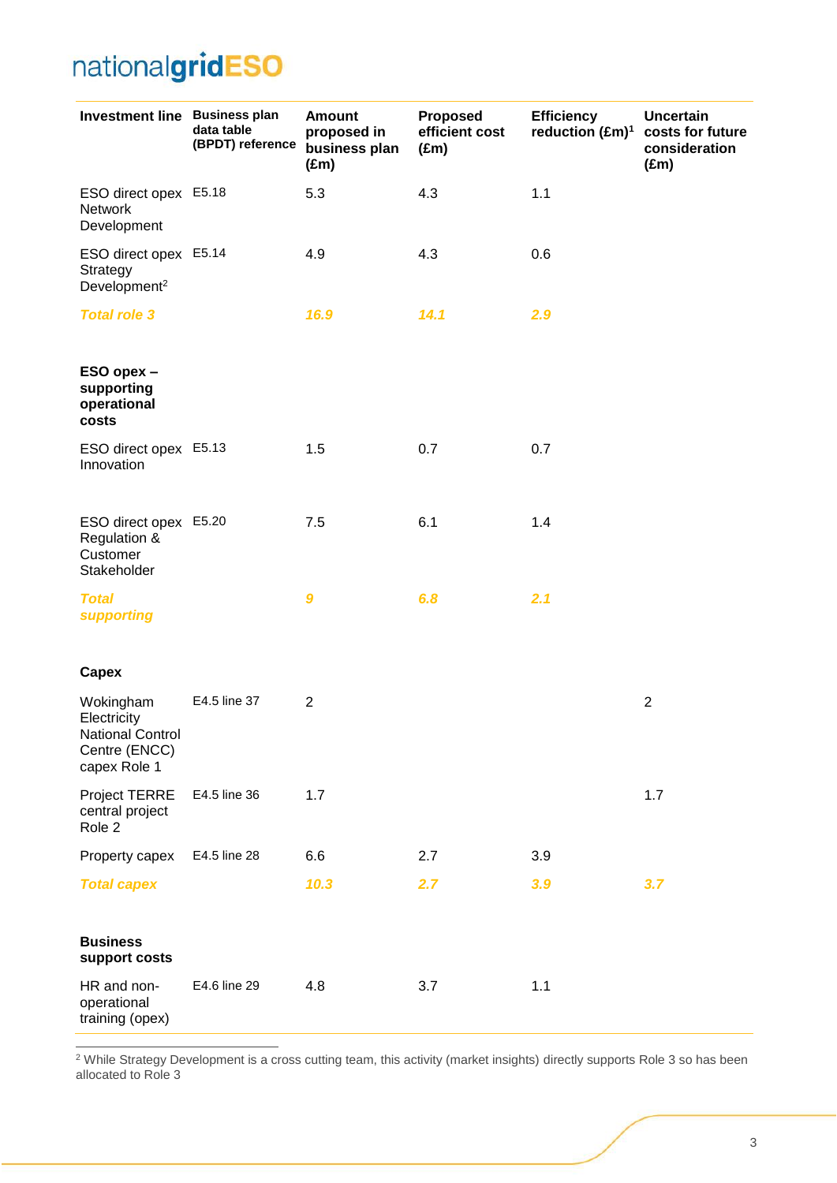| Investment line | Business plan data table (BPDT) reference | Amount proposed in business plan (£m) | Proposed efficient cost (£m) | Efficiency reduction (£m)[1] | Uncertain costs for future consideration (£m) |
|---|---|---|---|---|---|
| ESO direct opex Network Development | E5.18 | 5.3 | 4.3 | 1.1 | |
| ESO direct opex Strategy Development[2] | E5.14 | 4.9 | 4.3 | 0.6 | |
| ***Total role 3*** | | ***16.9*** | ***14.1*** | ***2.9*** | |
| **ESO opex – supporting operational costs** | | | | | |
| ESO direct opex Innovation | E5.13 | 1.5 | 0.7 | 0.7 | |
| ESO direct opex Regulation & Customer Stakeholder | E5.20 | 7.5 | 6.1 | 1.4 | |
| ***Total supporting*** | | ***9*** | ***6.8*** | ***2.1*** | |
| **Capex** | | | | | |
| Wokingham Electricity National Control Centre (ENCC) capex Role 1 | E4.5 line 37 | 2 | | | 2 |
| Project TERRE central project Role 2 | E4.5 line 36 | 1.7 | | | 1.7 |
| Property capex | E4.5 line 28 | 6.6 | 2.7 | 3.9 | |
| ***Total capex*** | | ***10.3*** | ***2.7*** | ***3.9*** | ***3.7*** |
| **Business support costs** | | | | | |
| HR and non-operational training (opex) | E4.6 line 29 | 4.8 | 3.7 | 1.1 | |

[2] While Strategy Development is a cross cutting team, this activity (market insights) directly supports Role 3 so has been allocated to Role 3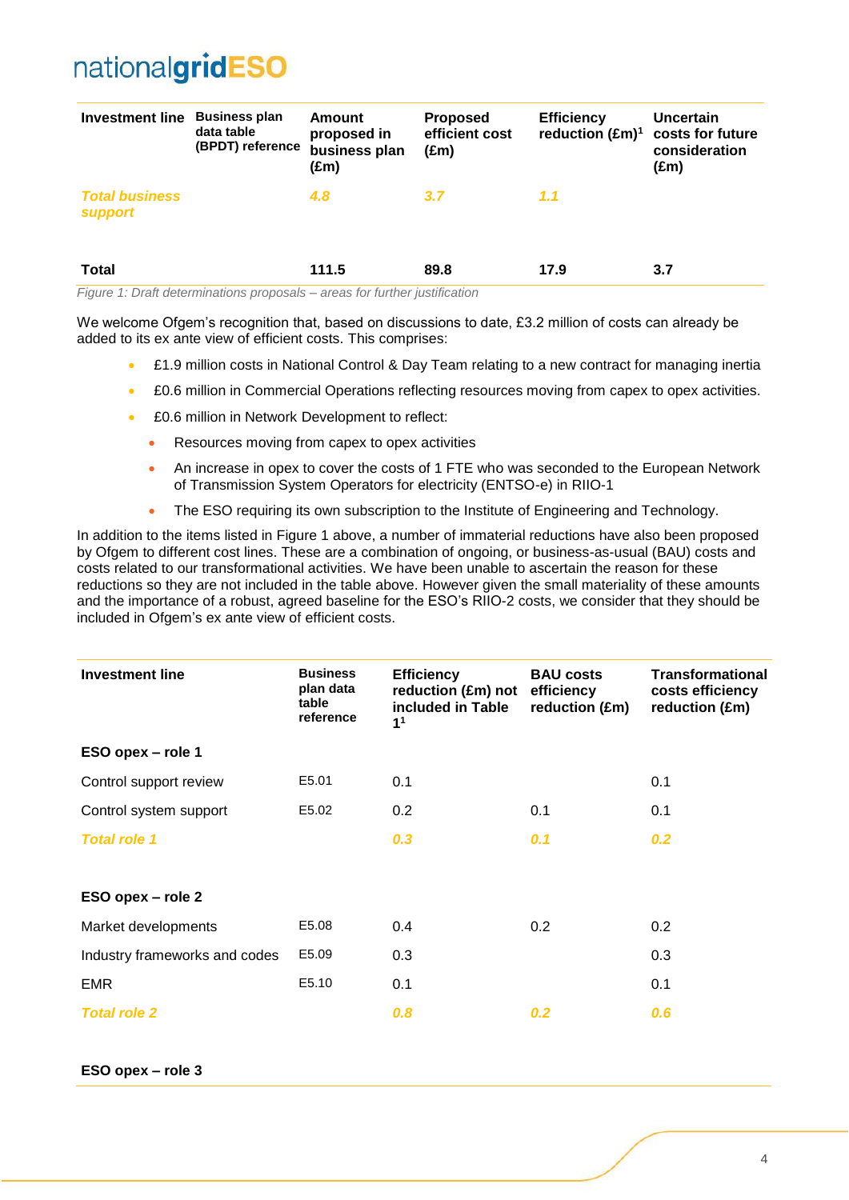| Investment line | Business plan data table (BPDT) reference | Amount proposed in business plan (£m) | Proposed efficient cost (£m) | Efficiency reduction (£m)[1] | Uncertain costs for future consideration (£m) |
|---|---|---|---|---|---|
| ***Total business support*** | | ***4.8*** | ***3.7*** | ***1.1*** | |
| **Total** | | **111.5** | **89.8** | **17.9** | **3.7** |

*Figure 1: Draft determinations proposals – areas for further justification*

We welcome Ofgem's recognition that, based on discussions to date, £3.2 million of costs can already be added to its ex ante view of efficient costs. This comprises:

- £1.9 million costs in National Control & Day Team relating to a new contract for managing inertia
- £0.6 million in Commercial Operations reflecting resources moving from capex to opex activities.
- £0.6 million in Network Development to reflect:
  - Resources moving from capex to opex activities
  - An increase in opex to cover the costs of 1 FTE who was seconded to the European Network of Transmission System Operators for electricity (ENTSO-e) in RIIO-1
  - The ESO requiring its own subscription to the Institute of Engineering and Technology.

In addition to the items listed in Figure 1 above, a number of immaterial reductions have also been proposed by Ofgem to different cost lines. These are a combination of ongoing, or business-as-usual (BAU) costs and costs related to our transformational activities. We have been unable to ascertain the reason for these reductions so they are not included in the table above. However given the small materiality of these amounts and the importance of a robust, agreed baseline for the ESO's RIIO-2 costs, we consider that they should be included in Ofgem's ex ante view of efficient costs.

| Investment line | Business plan data table reference | Efficiency reduction (£m) not included in Table 1[1] | BAU costs efficiency reduction (£m) | Transformational costs efficiency reduction (£m) |
|---|---|---|---|---|
| **ESO opex – role 1** | | | | |
| Control support review | E5.01 | 0.1 | | 0.1 |
| Control system support | E5.02 | 0.2 | 0.1 | 0.1 |
| ***Total role 1*** | | ***0.3*** | ***0.1*** | ***0.2*** |
| **ESO opex – role 2** | | | | |
| Market developments | E5.08 | 0.4 | 0.2 | 0.2 |
| Industry frameworks and codes | E5.09 | 0.3 | | 0.3 |
| EMR | E5.10 | 0.1 | | 0.1 |
| ***Total role 2*** | | ***0.8*** | ***0.2*** | ***0.6*** |
| **ESO opex – role 3** | | | | |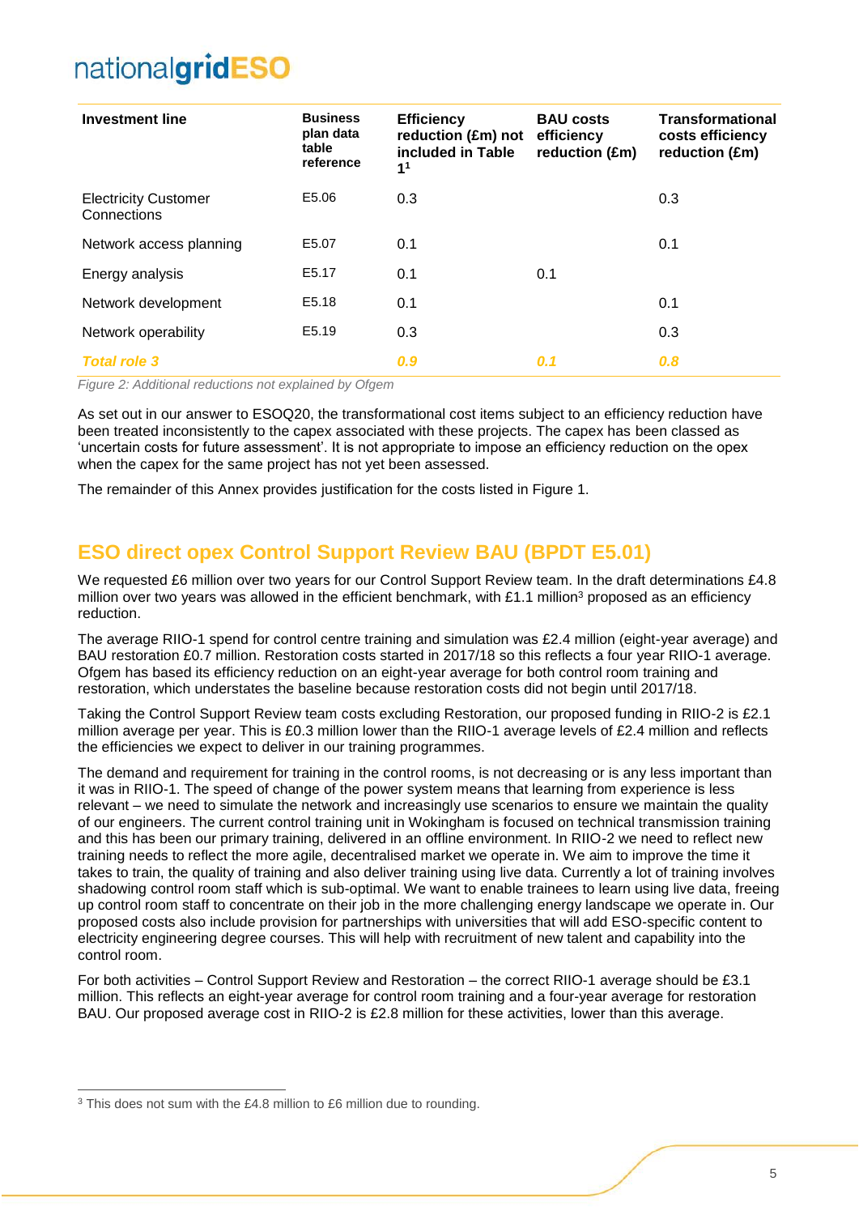| Investment line | Business plan data table reference | Efficiency reduction (£m) not included in Table 1[1] | BAU costs efficiency reduction (£m) | Transformational costs efficiency reduction (£m) |
|---|---|---|---|---|
| Electricity Customer Connections | E5.06 | 0.3 | | 0.3 |
| Network access planning | E5.07 | 0.1 | | 0.1 |
| Energy analysis | E5.17 | 0.1 | 0.1 | |
| Network development | E5.18 | 0.1 | | 0.1 |
| Network operability | E5.19 | 0.3 | | 0.3 |
| ***Total role 3*** | | ***0.9*** | ***0.1*** | ***0.8*** |

*Figure 2: Additional reductions not explained by Ofgem*

As set out in our answer to ESOQ20, the transformational cost items subject to an efficiency reduction have been treated inconsistently to the capex associated with these projects. The capex has been classed as 'uncertain costs for future assessment'. It is not appropriate to impose an efficiency reduction on the opex when the capex for the same project has not yet been assessed.

The remainder of this Annex provides justification for the costs listed in Figure 1.

## ESO direct opex Control Support Review BAU (BPDT E5.01)

We requested £6 million over two years for our Control Support Review team. In the draft determinations £4.8 million over two years was allowed in the efficient benchmark, with £1.1 million[3] proposed as an efficiency reduction.

The average RIIO-1 spend for control centre training and simulation was £2.4 million (eight-year average) and BAU restoration £0.7 million. Restoration costs started in 2017/18 so this reflects a four year RIIO-1 average. Ofgem has based its efficiency reduction on an eight-year average for both control room training and restoration, which understates the baseline because restoration costs did not begin until 2017/18.

Taking the Control Support Review team costs excluding Restoration, our proposed funding in RIIO-2 is £2.1 million average per year. This is £0.3 million lower than the RIIO-1 average levels of £2.4 million and reflects the efficiencies we expect to deliver in our training programmes.

The demand and requirement for training in the control rooms, is not decreasing or is any less important than it was in RIIO-1. The speed of change of the power system means that learning from experience is less relevant – we need to simulate the network and increasingly use scenarios to ensure we maintain the quality of our engineers. The current control training unit in Wokingham is focused on technical transmission training and this has been our primary training, delivered in an offline environment. In RIIO-2 we need to reflect new training needs to reflect the more agile, decentralised market we operate in. We aim to improve the time it takes to train, the quality of training and also deliver training using live data. Currently a lot of training involves shadowing control room staff which is sub-optimal. We want to enable trainees to learn using live data, freeing up control room staff to concentrate on their job in the more challenging energy landscape we operate in. Our proposed costs also include provision for partnerships with universities that will add ESO-specific content to electricity engineering degree courses. This will help with recruitment of new talent and capability into the control room.

For both activities – Control Support Review and Restoration – the correct RIIO-1 average should be £3.1 million. This reflects an eight-year average for control room training and a four-year average for restoration BAU. Our proposed average cost in RIIO-2 is £2.8 million for these activities, lower than this average.

[3] This does not sum with the £4.8 million to £6 million due to rounding.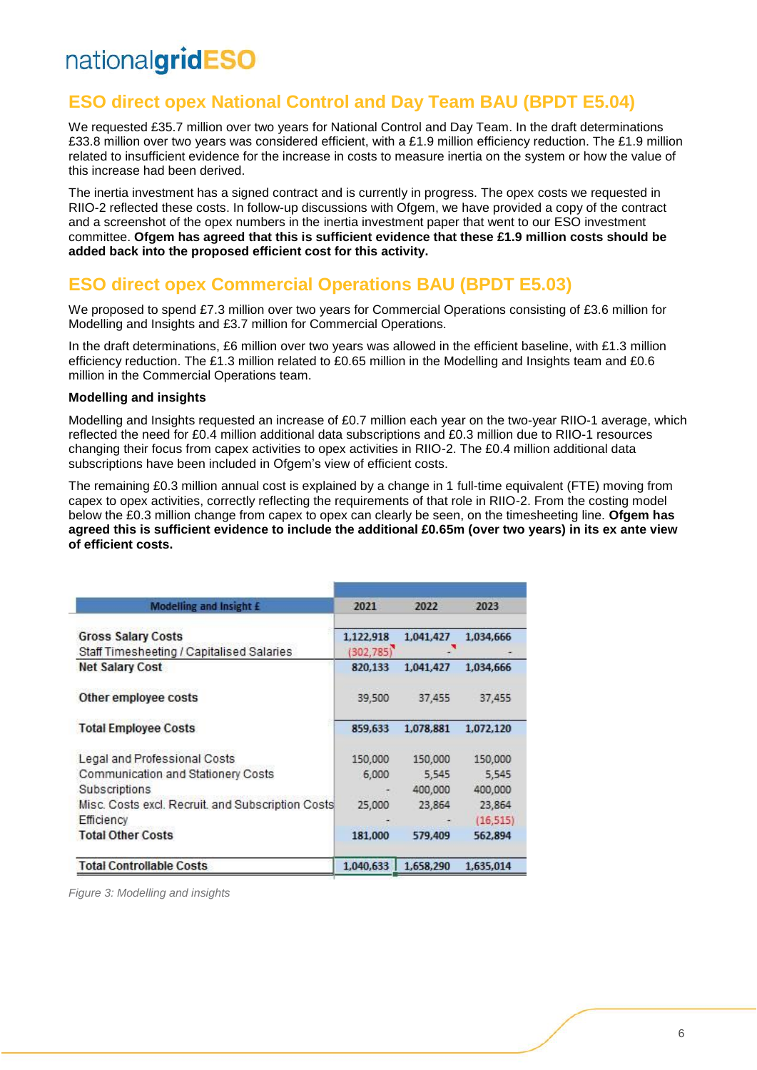## ESO direct opex National Control and Day Team BAU (BPDT E5.04)

We requested £35.7 million over two years for National Control and Day Team. In the draft determinations £33.8 million over two years was considered efficient, with a £1.9 million efficiency reduction. The £1.9 million related to insufficient evidence for the increase in costs to measure inertia on the system or how the value of this increase had been derived.

The inertia investment has a signed contract and is currently in progress. The opex costs we requested in RIIO-2 reflected these costs. In follow-up discussions with Ofgem, we have provided a copy of the contract and a screenshot of the opex numbers in the inertia investment paper that went to our ESO investment committee. **Ofgem has agreed that this is sufficient evidence that these £1.9 million costs should be added back into the proposed efficient cost for this activity.**

## ESO direct opex Commercial Operations BAU (BPDT E5.03)

We proposed to spend £7.3 million over two years for Commercial Operations consisting of £3.6 million for Modelling and Insights and £3.7 million for Commercial Operations.

In the draft determinations, £6 million over two years was allowed in the efficient baseline, with £1.3 million efficiency reduction. The £1.3 million related to £0.65 million in the Modelling and Insights team and £0.6 million in the Commercial Operations team.

**Modelling and insights**

Modelling and Insights requested an increase of £0.7 million each year on the two-year RIIO-1 average, which reflected the need for £0.4 million additional data subscriptions and £0.3 million due to RIIO-1 resources changing their focus from capex activities to opex activities in RIIO-2. The £0.4 million additional data subscriptions have been included in Ofgem's view of efficient costs.

The remaining £0.3 million annual cost is explained by a change in 1 full-time equivalent (FTE) moving from capex to opex activities, correctly reflecting the requirements of that role in RIIO-2. From the costing model below the £0.3 million change from capex to opex can clearly be seen, on the timesheeting line. **Ofgem has agreed this is sufficient evidence to include the additional £0.65m (over two years) in its ex ante view of efficient costs.**

| Modelling and Insight £ | 2021 | 2022 | 2023 |
|---|---|---|---|
| Gross Salary Costs | 1,122,918 | 1,041,427 | 1,034,666 |
| Staff Timesheeting / Capitalised Salaries | (302,785) | - | - |
| Net Salary Cost | 820,133 | 1,041,427 | 1,034,666 |
| Other employee costs | 39,500 | 37,455 | 37,455 |
| Total Employee Costs | 859,633 | 1,078,881 | 1,072,120 |
| Legal and Professional Costs | 150,000 | 150,000 | 150,000 |
| Communication and Stationery Costs | 6,000 | 5,545 | 5,545 |
| Subscriptions | - | 400,000 | 400,000 |
| Misc. Costs excl. Recruit. and Subscription Costs | 25,000 | 23,864 | 23,864 |
| Efficiency | - | - | (16,515) |
| Total Other Costs | 181,000 | 579,409 | 562,894 |
| Total Controllable Costs | 1,040,633 | 1,658,290 | 1,635,014 |

*Figure 3: Modelling and insights*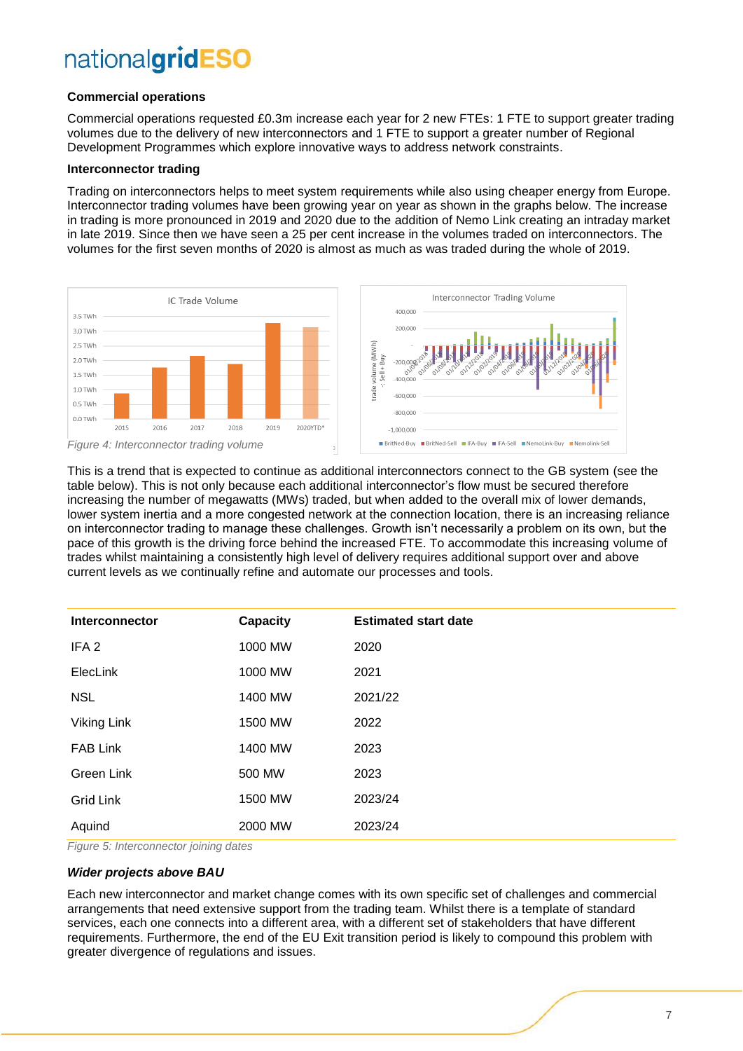### Commercial operations

Commercial operations requested £0.3m increase each year for 2 new FTEs: 1 FTE to support greater trading volumes due to the delivery of new interconnectors and 1 FTE to support a greater number of Regional Development Programmes which explore innovative ways to address network constraints.

### Interconnector trading

Trading on interconnectors helps to meet system requirements while also using cheaper energy from Europe. Interconnector trading volumes have been growing year on year as shown in the graphs below. The increase in trading is more pronounced in 2019 and 2020 due to the addition of Nemo Link creating an intraday market in late 2019. Since then we have seen a 25 per cent increase in the volumes traded on interconnectors. The volumes for the first seven months of 2020 is almost as much as was traded during the whole of 2019.

*Figure 4: Interconnector trading volume*

This is a trend that is expected to continue as additional interconnectors connect to the GB system (see the table below). This is not only because each additional interconnector's flow must be secured therefore increasing the number of megawatts (MWs) traded, but when added to the overall mix of lower demands, lower system inertia and a more congested network at the connection location, there is an increasing reliance on interconnector trading to manage these challenges. Growth isn't necessarily a problem on its own, but the pace of this growth is the driving force behind the increased FTE. To accommodate this increasing volume of trades whilst maintaining a consistently high level of delivery requires additional support over and above current levels as we continually refine and automate our processes and tools.

| Interconnector | Capacity | Estimated start date |
|---|---|---|
| IFA 2 | 1000 MW | 2020 |
| ElecLink | 1000 MW | 2021 |
| NSL | 1400 MW | 2021/22 |
| Viking Link | 1500 MW | 2022 |
| FAB Link | 1400 MW | 2023 |
| Green Link | 500 MW | 2023 |
| Grid Link | 1500 MW | 2023/24 |
| Aquind | 2000 MW | 2023/24 |

*Figure 5: Interconnector joining dates*

#### *Wider projects above BAU*

Each new interconnector and market change comes with its own specific set of challenges and commercial arrangements that need extensive support from the trading team. Whilst there is a template of standard services, each one connects into a different area, with a different set of stakeholders that have different requirements. Furthermore, the end of the EU Exit transition period is likely to compound this problem with greater divergence of regulations and issues.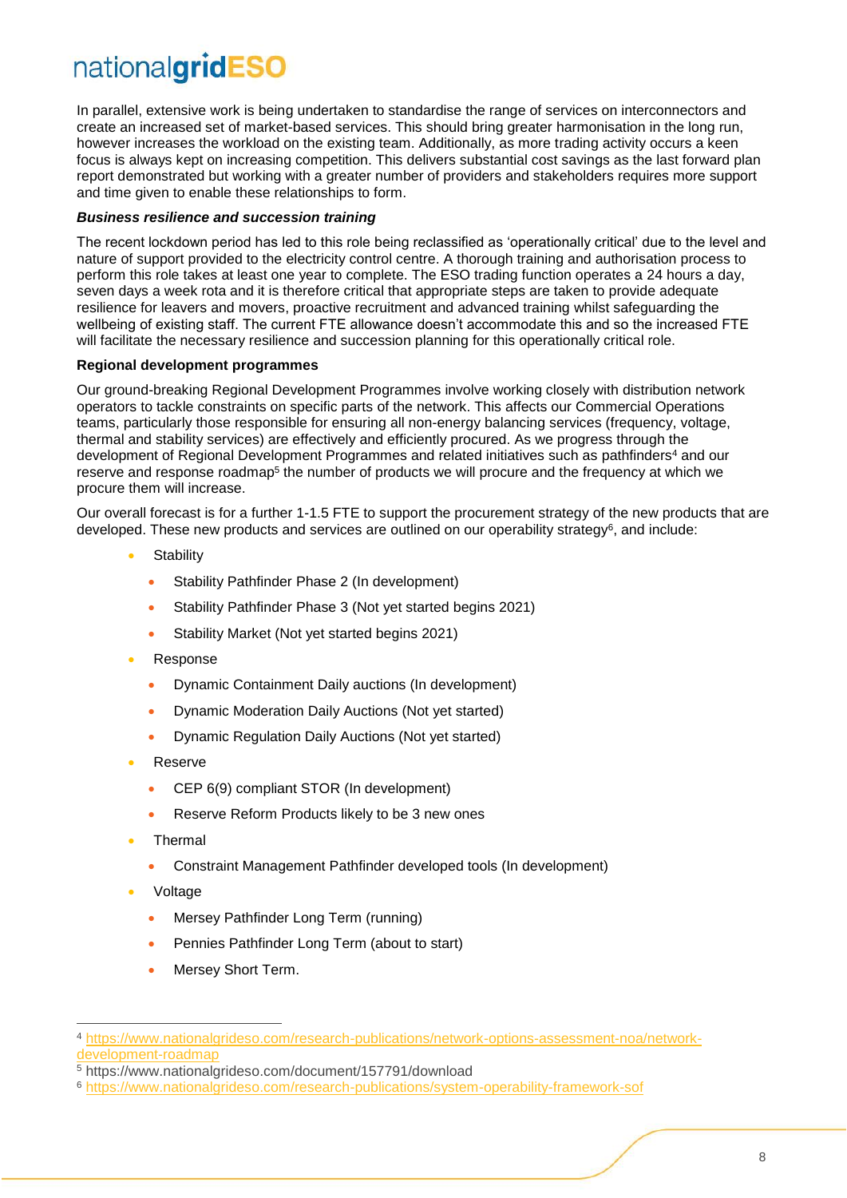In parallel, extensive work is being undertaken to standardise the range of services on interconnectors and create an increased set of market-based services. This should bring greater harmonisation in the long run, however increases the workload on the existing team. Additionally, as more trading activity occurs a keen focus is always kept on increasing competition. This delivers substantial cost savings as the last forward plan report demonstrated but working with a greater number of providers and stakeholders requires more support and time given to enable these relationships to form.

***Business resilience and succession training***

The recent lockdown period has led to this role being reclassified as 'operationally critical' due to the level and nature of support provided to the electricity control centre. A thorough training and authorisation process to perform this role takes at least one year to complete. The ESO trading function operates a 24 hours a day, seven days a week rota and it is therefore critical that appropriate steps are taken to provide adequate resilience for leavers and movers, proactive recruitment and advanced training whilst safeguarding the wellbeing of existing staff. The current FTE allowance doesn't accommodate this and so the increased FTE will facilitate the necessary resilience and succession planning for this operationally critical role.

**Regional development programmes**

Our ground-breaking Regional Development Programmes involve working closely with distribution network operators to tackle constraints on specific parts of the network. This affects our Commercial Operations teams, particularly those responsible for ensuring all non-energy balancing services (frequency, voltage, thermal and stability services) are effectively and efficiently procured. As we progress through the development of Regional Development Programmes and related initiatives such as pathfinders[4] and our reserve and response roadmap[5] the number of products we will procure and the frequency at which we procure them will increase.

Our overall forecast is for a further 1-1.5 FTE to support the procurement strategy of the new products that are developed. These new products and services are outlined on our operability strategy[6], and include:

- Stability
  - Stability Pathfinder Phase 2 (In development)
  - Stability Pathfinder Phase 3 (Not yet started begins 2021)
  - Stability Market (Not yet started begins 2021)
- Response
  - Dynamic Containment Daily auctions (In development)
  - Dynamic Moderation Daily Auctions (Not yet started)
  - Dynamic Regulation Daily Auctions (Not yet started)
- Reserve
  - CEP 6(9) compliant STOR (In development)
  - Reserve Reform Products likely to be 3 new ones
- Thermal
  - Constraint Management Pathfinder developed tools (In development)
- Voltage
  - Mersey Pathfinder Long Term (running)
  - Pennies Pathfinder Long Term (about to start)
  - Mersey Short Term.

---

[4] https://www.nationalgrideso.com/research-publications/network-options-assessment-noa/network-development-roadmap

[5] https://www.nationalgrideso.com/document/157791/download

[6] https://www.nationalgrideso.com/research-publications/system-operability-framework-sof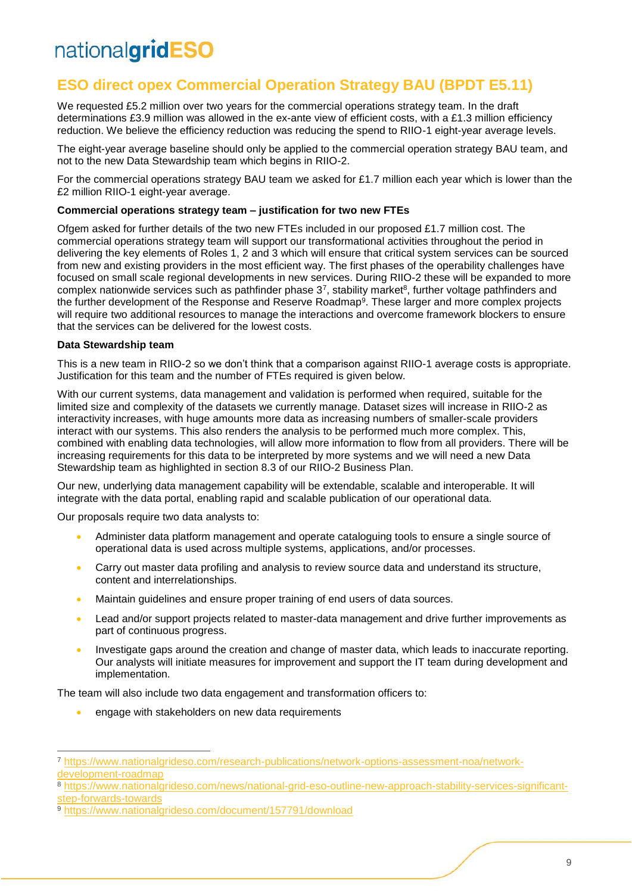## ESO direct opex Commercial Operation Strategy BAU (BPDT E5.11)

We requested £5.2 million over two years for the commercial operations strategy team. In the draft determinations £3.9 million was allowed in the ex-ante view of efficient costs, with a £1.3 million efficiency reduction. We believe the efficiency reduction was reducing the spend to RIIO-1 eight-year average levels.

The eight-year average baseline should only be applied to the commercial operation strategy BAU team, and not to the new Data Stewardship team which begins in RIIO-2.

For the commercial operations strategy BAU team we asked for £1.7 million each year which is lower than the £2 million RIIO-1 eight-year average.

**Commercial operations strategy team – justification for two new FTEs**

Ofgem asked for further details of the two new FTEs included in our proposed £1.7 million cost. The commercial operations strategy team will support our transformational activities throughout the period in delivering the key elements of Roles 1, 2 and 3 which will ensure that critical system services can be sourced from new and existing providers in the most efficient way. The first phases of the operability challenges have focused on small scale regional developments in new services. During RIIO-2 these will be expanded to more complex nationwide services such as pathfinder phase 3[7], stability market[8], further voltage pathfinders and the further development of the Response and Reserve Roadmap[9]. These larger and more complex projects will require two additional resources to manage the interactions and overcome framework blockers to ensure that the services can be delivered for the lowest costs.

**Data Stewardship team**

This is a new team in RIIO-2 so we don't think that a comparison against RIIO-1 average costs is appropriate. Justification for this team and the number of FTEs required is given below.

With our current systems, data management and validation is performed when required, suitable for the limited size and complexity of the datasets we currently manage. Dataset sizes will increase in RIIO-2 as interactivity increases, with huge amounts more data as increasing numbers of smaller-scale providers interact with our systems. This also renders the analysis to be performed much more complex. This, combined with enabling data technologies, will allow more information to flow from all providers. There will be increasing requirements for this data to be interpreted by more systems and we will need a new Data Stewardship team as highlighted in section 8.3 of our RIIO-2 Business Plan.

Our new, underlying data management capability will be extendable, scalable and interoperable. It will integrate with the data portal, enabling rapid and scalable publication of our operational data.

Our proposals require two data analysts to:

- Administer data platform management and operate cataloguing tools to ensure a single source of operational data is used across multiple systems, applications, and/or processes.
- Carry out master data profiling and analysis to review source data and understand its structure, content and interrelationships.
- Maintain guidelines and ensure proper training of end users of data sources.
- Lead and/or support projects related to master-data management and drive further improvements as part of continuous progress.
- Investigate gaps around the creation and change of master data, which leads to inaccurate reporting. Our analysts will initiate measures for improvement and support the IT team during development and implementation.

The team will also include two data engagement and transformation officers to:

- engage with stakeholders on new data requirements

---

[7] https://www.nationalgrideso.com/research-publications/network-options-assessment-noa/network-development-roadmap

[8] https://www.nationalgrideso.com/news/national-grid-eso-outline-new-approach-stability-services-significant-step-forwards-towards

[9] https://www.nationalgrideso.com/document/157791/download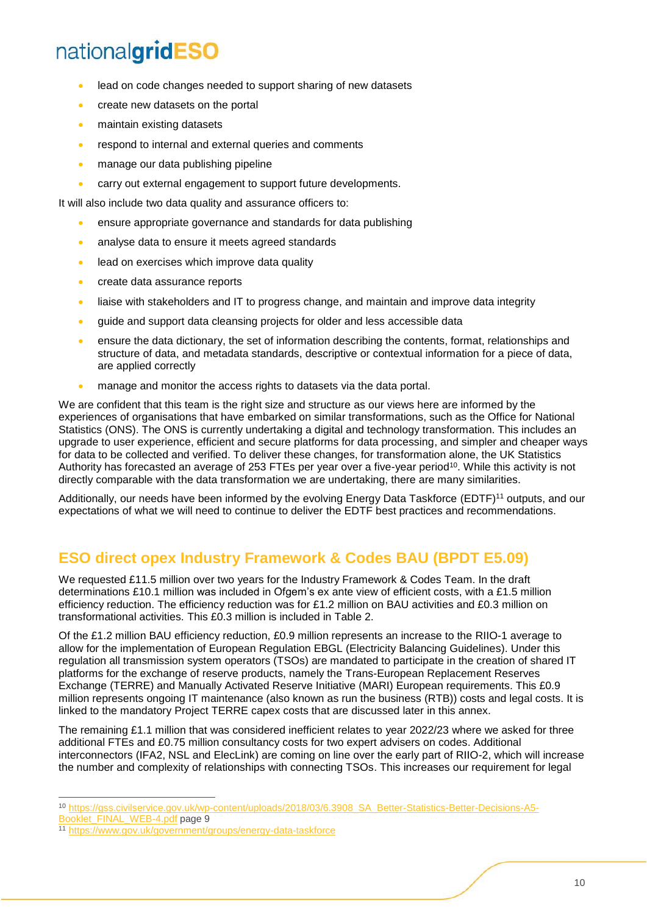- lead on code changes needed to support sharing of new datasets
- create new datasets on the portal
- maintain existing datasets
- respond to internal and external queries and comments
- manage our data publishing pipeline
- carry out external engagement to support future developments.

It will also include two data quality and assurance officers to:

- ensure appropriate governance and standards for data publishing
- analyse data to ensure it meets agreed standards
- lead on exercises which improve data quality
- create data assurance reports
- liaise with stakeholders and IT to progress change, and maintain and improve data integrity
- guide and support data cleansing projects for older and less accessible data
- ensure the data dictionary, the set of information describing the contents, format, relationships and structure of data, and metadata standards, descriptive or contextual information for a piece of data, are applied correctly
- manage and monitor the access rights to datasets via the data portal.

We are confident that this team is the right size and structure as our views here are informed by the experiences of organisations that have embarked on similar transformations, such as the Office for National Statistics (ONS). The ONS is currently undertaking a digital and technology transformation. This includes an upgrade to user experience, efficient and secure platforms for data processing, and simpler and cheaper ways for data to be collected and verified. To deliver these changes, for transformation alone, the UK Statistics Authority has forecasted an average of 253 FTEs per year over a five-year period[10]. While this activity is not directly comparable with the data transformation we are undertaking, there are many similarities.

Additionally, our needs have been informed by the evolving Energy Data Taskforce (EDTF)[11] outputs, and our expectations of what we will need to continue to deliver the EDTF best practices and recommendations.

## ESO direct opex Industry Framework & Codes BAU (BPDT E5.09)

We requested £11.5 million over two years for the Industry Framework & Codes Team. In the draft determinations £10.1 million was included in Ofgem's ex ante view of efficient costs, with a £1.5 million efficiency reduction. The efficiency reduction was for £1.2 million on BAU activities and £0.3 million on transformational activities. This £0.3 million is included in Table 2.

Of the £1.2 million BAU efficiency reduction, £0.9 million represents an increase to the RIIO-1 average to allow for the implementation of European Regulation EBGL (Electricity Balancing Guidelines). Under this regulation all transmission system operators (TSOs) are mandated to participate in the creation of shared IT platforms for the exchange of reserve products, namely the Trans-European Replacement Reserves Exchange (TERRE) and Manually Activated Reserve Initiative (MARI) European requirements. This £0.9 million represents ongoing IT maintenance (also known as run the business (RTB)) costs and legal costs. It is linked to the mandatory Project TERRE capex costs that are discussed later in this annex.

The remaining £1.1 million that was considered inefficient relates to year 2022/23 where we asked for three additional FTEs and £0.75 million consultancy costs for two expert advisers on codes. Additional interconnectors (IFA2, NSL and ElecLink) are coming on line over the early part of RIIO-2, which will increase the number and complexity of relationships with connecting TSOs. This increases our requirement for legal

---

[10] https://gss.civilservice.gov.uk/wp-content/uploads/2018/03/6.3908_SA_Better-Statistics-Better-Decisions-A5-Booklet_FINAL_WEB-4.pdf page 9

[11] https://www.gov.uk/government/groups/energy-data-taskforce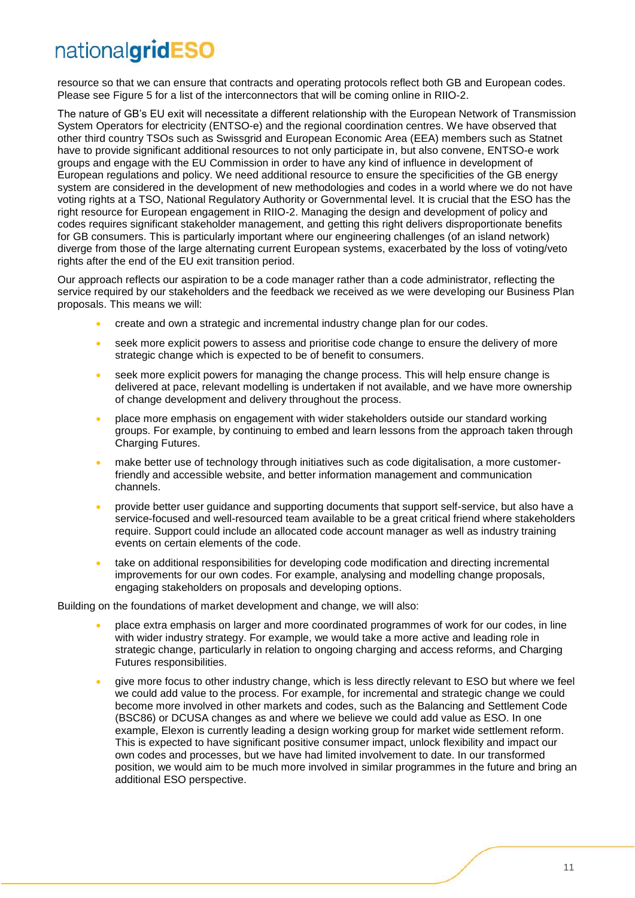resource so that we can ensure that contracts and operating protocols reflect both GB and European codes. Please see Figure 5 for a list of the interconnectors that will be coming online in RIIO-2.

The nature of GB's EU exit will necessitate a different relationship with the European Network of Transmission System Operators for electricity (ENTSO-e) and the regional coordination centres. We have observed that other third country TSOs such as Swissgrid and European Economic Area (EEA) members such as Statnet have to provide significant additional resources to not only participate in, but also convene, ENTSO-e work groups and engage with the EU Commission in order to have any kind of influence in development of European regulations and policy. We need additional resource to ensure the specificities of the GB energy system are considered in the development of new methodologies and codes in a world where we do not have voting rights at a TSO, National Regulatory Authority or Governmental level. It is crucial that the ESO has the right resource for European engagement in RIIO-2. Managing the design and development of policy and codes requires significant stakeholder management, and getting this right delivers disproportionate benefits for GB consumers. This is particularly important where our engineering challenges (of an island network) diverge from those of the large alternating current European systems, exacerbated by the loss of voting/veto rights after the end of the EU exit transition period.

Our approach reflects our aspiration to be a code manager rather than a code administrator, reflecting the service required by our stakeholders and the feedback we received as we were developing our Business Plan proposals. This means we will:

- create and own a strategic and incremental industry change plan for our codes.
- seek more explicit powers to assess and prioritise code change to ensure the delivery of more strategic change which is expected to be of benefit to consumers.
- seek more explicit powers for managing the change process. This will help ensure change is delivered at pace, relevant modelling is undertaken if not available, and we have more ownership of change development and delivery throughout the process.
- place more emphasis on engagement with wider stakeholders outside our standard working groups. For example, by continuing to embed and learn lessons from the approach taken through Charging Futures.
- make better use of technology through initiatives such as code digitalisation, a more customer-friendly and accessible website, and better information management and communication channels.
- provide better user guidance and supporting documents that support self-service, but also have a service-focused and well-resourced team available to be a great critical friend where stakeholders require. Support could include an allocated code account manager as well as industry training events on certain elements of the code.
- take on additional responsibilities for developing code modification and directing incremental improvements for our own codes. For example, analysing and modelling change proposals, engaging stakeholders on proposals and developing options.

Building on the foundations of market development and change, we will also:

- place extra emphasis on larger and more coordinated programmes of work for our codes, in line with wider industry strategy. For example, we would take a more active and leading role in strategic change, particularly in relation to ongoing charging and access reforms, and Charging Futures responsibilities.
- give more focus to other industry change, which is less directly relevant to ESO but where we feel we could add value to the process. For example, for incremental and strategic change we could become more involved in other markets and codes, such as the Balancing and Settlement Code (BSC86) or DCUSA changes as and where we believe we could add value as ESO. In one example, Elexon is currently leading a design working group for market wide settlement reform. This is expected to have significant positive consumer impact, unlock flexibility and impact our own codes and processes, but we have had limited involvement to date. In our transformed position, we would aim to be much more involved in similar programmes in the future and bring an additional ESO perspective.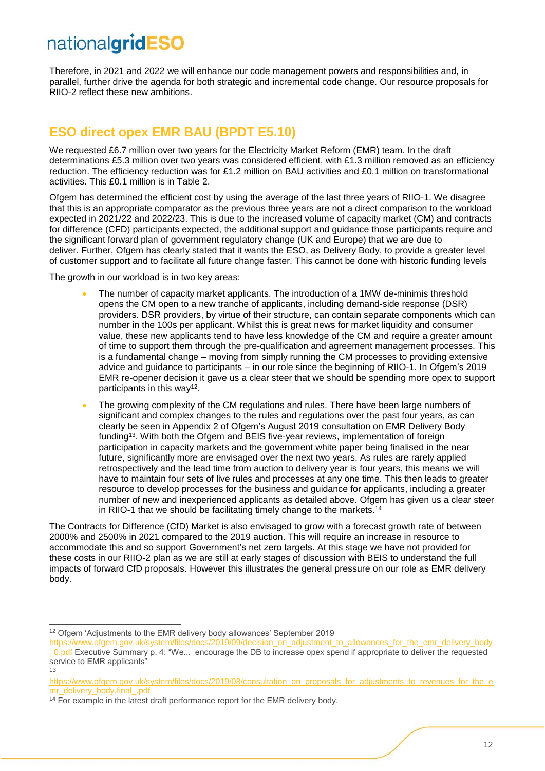Therefore, in 2021 and 2022 we will enhance our code management powers and responsibilities and, in parallel, further drive the agenda for both strategic and incremental code change. Our resource proposals for RIIO-2 reflect these new ambitions.

## ESO direct opex EMR BAU (BPDT E5.10)

We requested £6.7 million over two years for the Electricity Market Reform (EMR) team. In the draft determinations £5.3 million over two years was considered efficient, with £1.3 million removed as an efficiency reduction. The efficiency reduction was for £1.2 million on BAU activities and £0.1 million on transformational activities. This £0.1 million is in Table 2.

Ofgem has determined the efficient cost by using the average of the last three years of RIIO-1. We disagree that this is an appropriate comparator as the previous three years are not a direct comparison to the workload expected in 2021/22 and 2022/23. This is due to the increased volume of capacity market (CM) and contracts for difference (CFD) participants expected, the additional support and guidance those participants require and the significant forward plan of government regulatory change (UK and Europe) that we are due to deliver. Further, Ofgem has clearly stated that it wants the ESO, as Delivery Body, to provide a greater level of customer support and to facilitate all future change faster. This cannot be done with historic funding levels

The growth in our workload is in two key areas:

- The number of capacity market applicants. The introduction of a 1MW de-minimis threshold opens the CM open to a new tranche of applicants, including demand-side response (DSR) providers. DSR providers, by virtue of their structure, can contain separate components which can number in the 100s per applicant. Whilst this is great news for market liquidity and consumer value, these new applicants tend to have less knowledge of the CM and require a greater amount of time to support them through the pre-qualification and agreement management processes. This is a fundamental change – moving from simply running the CM processes to providing extensive advice and guidance to participants – in our role since the beginning of RIIO-1. In Ofgem's 2019 EMR re-opener decision it gave us a clear steer that we should be spending more opex to support participants in this way[12].
- The growing complexity of the CM regulations and rules. There have been large numbers of significant and complex changes to the rules and regulations over the past four years, as can clearly be seen in Appendix 2 of Ofgem's August 2019 consultation on EMR Delivery Body funding[13]. With both the Ofgem and BEIS five-year reviews, implementation of foreign participation in capacity markets and the government white paper being finalised in the near future, significantly more are envisaged over the next two years. As rules are rarely applied retrospectively and the lead time from auction to delivery year is four years, this means we will have to maintain four sets of live rules and processes at any one time. This then leads to greater resource to develop processes for the business and guidance for applicants, including a greater number of new and inexperienced applicants as detailed above. Ofgem has given us a clear steer in RIIO-1 that we should be facilitating timely change to the markets.[14]

The Contracts for Difference (CfD) Market is also envisaged to grow with a forecast growth rate of between 2000% and 2500% in 2021 compared to the 2019 auction. This will require an increase in resource to accommodate this and so support Government's net zero targets. At this stage we have not provided for these costs in our RIIO-2 plan as we are still at early stages of discussion with BEIS to understand the full impacts of forward CfD proposals. However this illustrates the general pressure on our role as EMR delivery body.

---

[12] Ofgem 'Adjustments to the EMR delivery body allowances' September 2019 https://www.ofgem.gov.uk/system/files/docs/2019/09/decision_on_adjustment_to_allowances_for_the_emr_delivery_body_0.pdf Executive Summary p. 4: "We... encourage the DB to increase opex spend if appropriate to deliver the requested service to EMR applicants"

[13] https://www.ofgem.gov.uk/system/files/docs/2019/08/consultation_on_proposals_for_adjustments_to_revenues_for_the_emr_delivery_body.final_.pdf

[14] For example in the latest draft performance report for the EMR delivery body.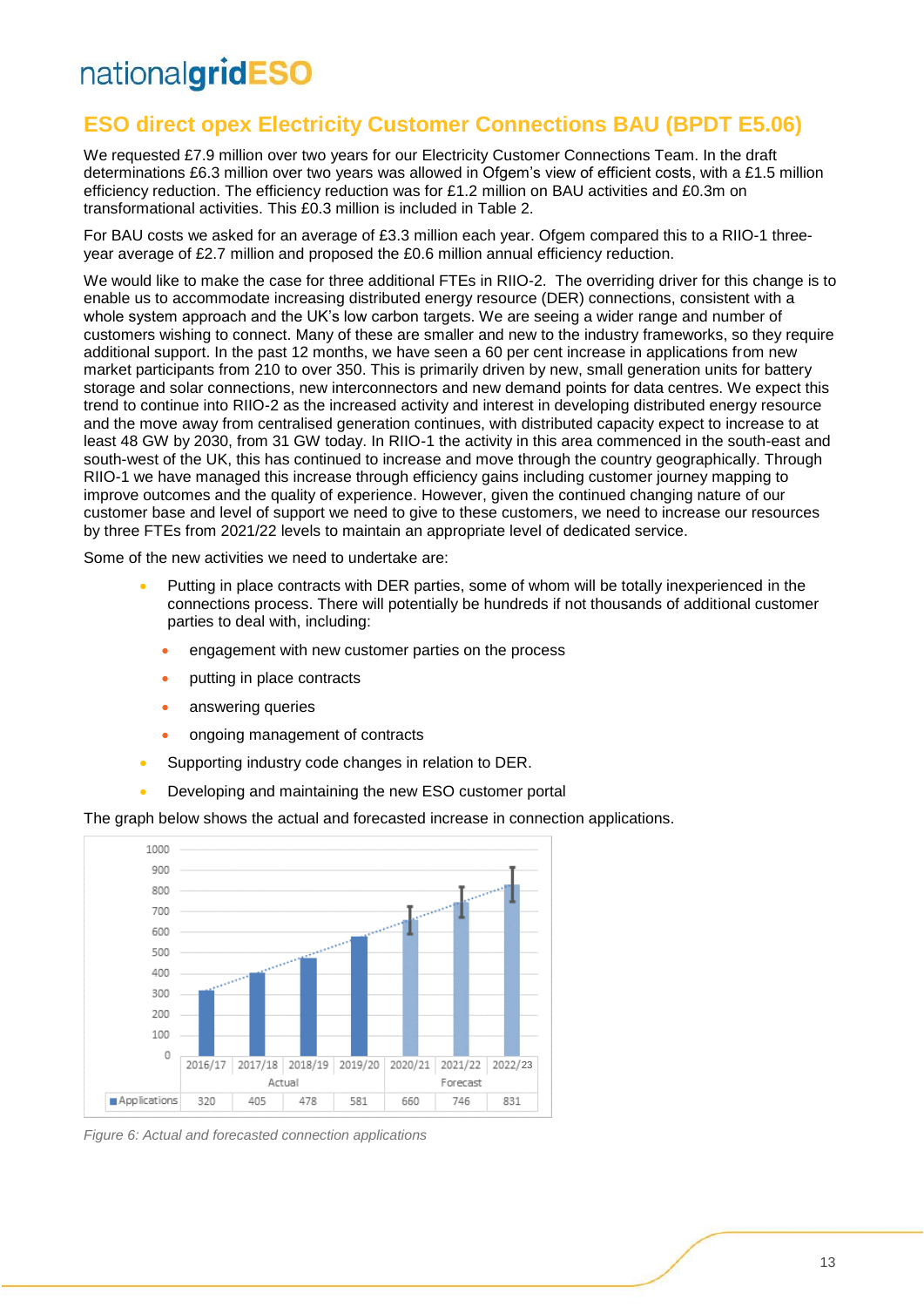## ESO direct opex Electricity Customer Connections BAU (BPDT E5.06)

We requested £7.9 million over two years for our Electricity Customer Connections Team. In the draft determinations £6.3 million over two years was allowed in Ofgem's view of efficient costs, with a £1.5 million efficiency reduction. The efficiency reduction was for £1.2 million on BAU activities and £0.3m on transformational activities. This £0.3 million is included in Table 2.

For BAU costs we asked for an average of £3.3 million each year. Ofgem compared this to a RIIO-1 three-year average of £2.7 million and proposed the £0.6 million annual efficiency reduction.

We would like to make the case for three additional FTEs in RIIO-2. The overriding driver for this change is to enable us to accommodate increasing distributed energy resource (DER) connections, consistent with a whole system approach and the UK's low carbon targets. We are seeing a wider range and number of customers wishing to connect. Many of these are smaller and new to the industry frameworks, so they require additional support. In the past 12 months, we have seen a 60 per cent increase in applications from new market participants from 210 to over 350. This is primarily driven by new, small generation units for battery storage and solar connections, new interconnectors and new demand points for data centres. We expect this trend to continue into RIIO-2 as the increased activity and interest in developing distributed energy resource and the move away from centralised generation continues, with distributed capacity expect to increase to at least 48 GW by 2030, from 31 GW today. In RIIO-1 the activity in this area commenced in the south-east and south-west of the UK, this has continued to increase and move through the country geographically. Through RIIO-1 we have managed this increase through efficiency gains including customer journey mapping to improve outcomes and the quality of experience. However, given the continued changing nature of our customer base and level of support we need to give to these customers, we need to increase our resources by three FTEs from 2021/22 levels to maintain an appropriate level of dedicated service.

Some of the new activities we need to undertake are:

- Putting in place contracts with DER parties, some of whom will be totally inexperienced in the connections process. There will potentially be hundreds if not thousands of additional customer parties to deal with, including:
  - engagement with new customer parties on the process
  - putting in place contracts
  - answering queries
  - ongoing management of contracts
- Supporting industry code changes in relation to DER.
- Developing and maintaining the new ESO customer portal

The graph below shows the actual and forecasted increase in connection applications.

| | 2016/17 | 2017/18 | 2018/19 | 2019/20 | 2020/21 | 2021/22 | 2022/23 |
|---|---|---|---|---|---|---|---|
| | Actual | | | | Forecast | | |
| Applications | 320 | 405 | 478 | 581 | 660 | 746 | 831 |

*Figure 6: Actual and forecasted connection applications*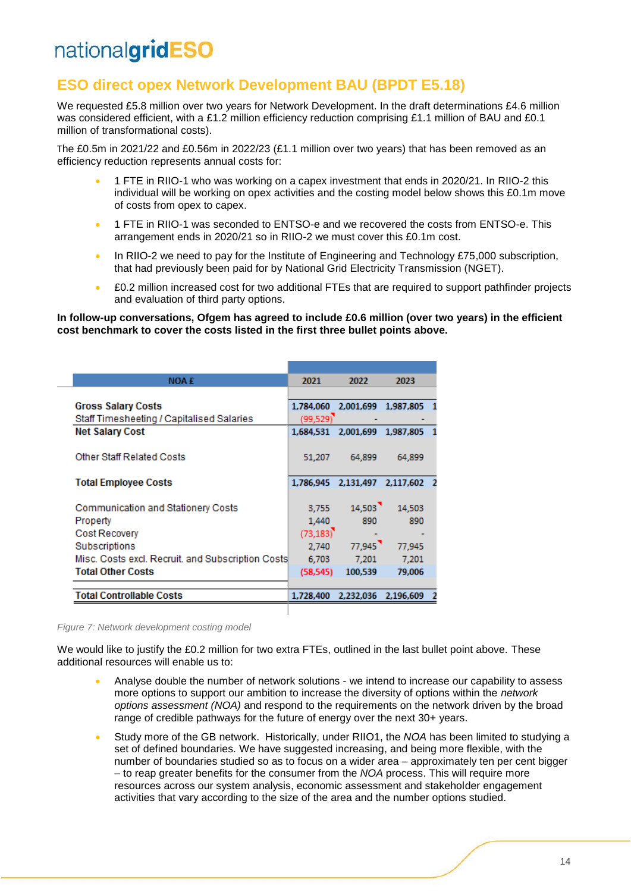## ESO direct opex Network Development BAU (BPDT E5.18)

We requested £5.8 million over two years for Network Development. In the draft determinations £4.6 million was considered efficient, with a £1.2 million efficiency reduction comprising £1.1 million of BAU and £0.1 million of transformational costs).

The £0.5m in 2021/22 and £0.56m in 2022/23 (£1.1 million over two years) that has been removed as an efficiency reduction represents annual costs for:

- 1 FTE in RIIO-1 who was working on a capex investment that ends in 2020/21. In RIIO-2 this individual will be working on opex activities and the costing model below shows this £0.1m move of costs from opex to capex.
- 1 FTE in RIIO-1 was seconded to ENTSO-e and we recovered the costs from ENTSO-e. This arrangement ends in 2020/21 so in RIIO-2 we must cover this £0.1m cost.
- In RIIO-2 we need to pay for the Institute of Engineering and Technology £75,000 subscription, that had previously been paid for by National Grid Electricity Transmission (NGET).
- £0.2 million increased cost for two additional FTEs that are required to support pathfinder projects and evaluation of third party options.

**In follow-up conversations, Ofgem has agreed to include £0.6 million (over two years) in the efficient cost benchmark to cover the costs listed in the first three bullet points above.**

| NOA £ | 2021 | 2022 | 2023 |
|---|---|---|---|
| **Gross Salary Costs** | 1,784,060 | 2,001,699 | 1,987,805 |
| Staff Timesheeting / Capitalised Salaries | (99,529) | - | - |
| **Net Salary Cost** | 1,684,531 | 2,001,699 | 1,987,805 |
| Other Staff Related Costs | 51,207 | 64,899 | 64,899 |
| **Total Employee Costs** | 1,786,945 | 2,131,497 | 2,117,602 |
| Communication and Stationery Costs | 3,755 | 14,503 | 14,503 |
| Property | 1,440 | 890 | 890 |
| Cost Recovery | (73,183) | - | - |
| Subscriptions | 2,740 | 77,945 | 77,945 |
| Misc. Costs excl. Recruit. and Subscription Costs | 6,703 | 7,201 | 7,201 |
| **Total Other Costs** | (58,545) | 100,539 | 79,006 |
| **Total Controllable Costs** | 1,728,400 | 2,232,036 | 2,196,609 |

*Figure 7: Network development costing model*

We would like to justify the £0.2 million for two extra FTEs, outlined in the last bullet point above. These additional resources will enable us to:

- Analyse double the number of network solutions - we intend to increase our capability to assess more options to support our ambition to increase the diversity of options within the *network options assessment (NOA)* and respond to the requirements on the network driven by the broad range of credible pathways for the future of energy over the next 30+ years.
- Study more of the GB network. Historically, under RIIO1, the *NOA* has been limited to studying a set of defined boundaries. We have suggested increasing, and being more flexible, with the number of boundaries studied so as to focus on a wider area – approximately ten per cent bigger – to reap greater benefits for the consumer from the *NOA* process. This will require more resources across our system analysis, economic assessment and stakeholder engagement activities that vary according to the size of the area and the number options studied.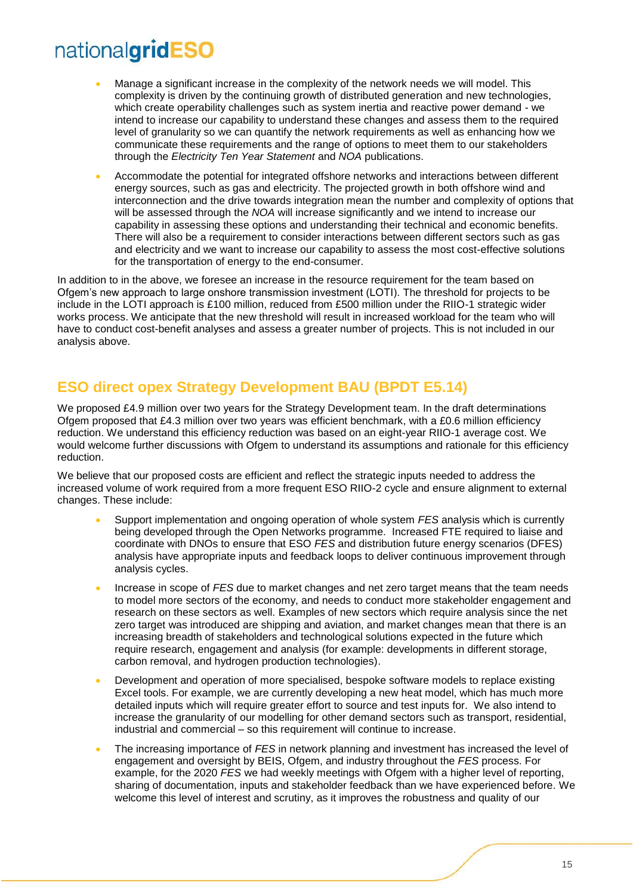- Manage a significant increase in the complexity of the network needs we will model. This complexity is driven by the continuing growth of distributed generation and new technologies, which create operability challenges such as system inertia and reactive power demand - we intend to increase our capability to understand these changes and assess them to the required level of granularity so we can quantify the network requirements as well as enhancing how we communicate these requirements and the range of options to meet them to our stakeholders through the *Electricity Ten Year Statement* and *NOA* publications.
- Accommodate the potential for integrated offshore networks and interactions between different energy sources, such as gas and electricity. The projected growth in both offshore wind and interconnection and the drive towards integration mean the number and complexity of options that will be assessed through the *NOA* will increase significantly and we intend to increase our capability in assessing these options and understanding their technical and economic benefits. There will also be a requirement to consider interactions between different sectors such as gas and electricity and we want to increase our capability to assess the most cost-effective solutions for the transportation of energy to the end-consumer.

In addition to in the above, we foresee an increase in the resource requirement for the team based on Ofgem's new approach to large onshore transmission investment (LOTI). The threshold for projects to be include in the LOTI approach is £100 million, reduced from £500 million under the RIIO-1 strategic wider works process. We anticipate that the new threshold will result in increased workload for the team who will have to conduct cost-benefit analyses and assess a greater number of projects. This is not included in our analysis above.

## ESO direct opex Strategy Development BAU (BPDT E5.14)

We proposed £4.9 million over two years for the Strategy Development team. In the draft determinations Ofgem proposed that £4.3 million over two years was efficient benchmark, with a £0.6 million efficiency reduction. We understand this efficiency reduction was based on an eight-year RIIO-1 average cost. We would welcome further discussions with Ofgem to understand its assumptions and rationale for this efficiency reduction.

We believe that our proposed costs are efficient and reflect the strategic inputs needed to address the increased volume of work required from a more frequent ESO RIIO-2 cycle and ensure alignment to external changes. These include:

- Support implementation and ongoing operation of whole system *FES* analysis which is currently being developed through the Open Networks programme. Increased FTE required to liaise and coordinate with DNOs to ensure that ESO *FES* and distribution future energy scenarios (DFES) analysis have appropriate inputs and feedback loops to deliver continuous improvement through analysis cycles.
- Increase in scope of *FES* due to market changes and net zero target means that the team needs to model more sectors of the economy, and needs to conduct more stakeholder engagement and research on these sectors as well. Examples of new sectors which require analysis since the net zero target was introduced are shipping and aviation, and market changes mean that there is an increasing breadth of stakeholders and technological solutions expected in the future which require research, engagement and analysis (for example: developments in different storage, carbon removal, and hydrogen production technologies).
- Development and operation of more specialised, bespoke software models to replace existing Excel tools. For example, we are currently developing a new heat model, which has much more detailed inputs which will require greater effort to source and test inputs for. We also intend to increase the granularity of our modelling for other demand sectors such as transport, residential, industrial and commercial – so this requirement will continue to increase.
- The increasing importance of *FES* in network planning and investment has increased the level of engagement and oversight by BEIS, Ofgem, and industry throughout the *FES* process. For example, for the 2020 *FES* we had weekly meetings with Ofgem with a higher level of reporting, sharing of documentation, inputs and stakeholder feedback than we have experienced before. We welcome this level of interest and scrutiny, as it improves the robustness and quality of our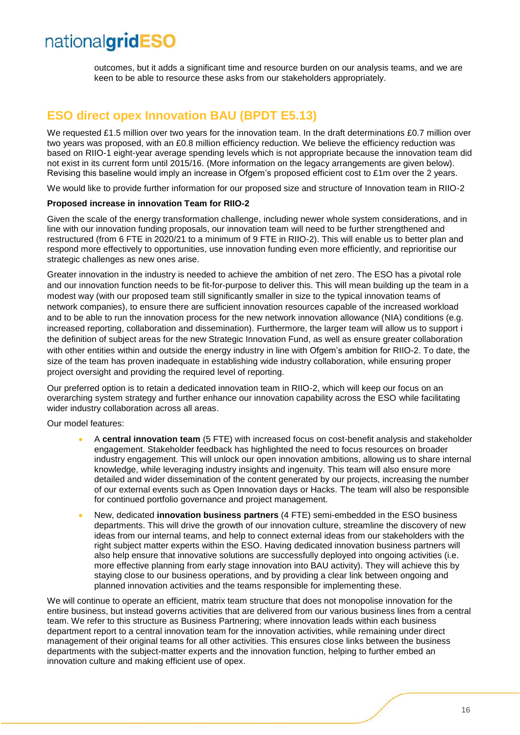outcomes, but it adds a significant time and resource burden on our analysis teams, and we are keen to be able to resource these asks from our stakeholders appropriately.

## ESO direct opex Innovation BAU (BPDT E5.13)

We requested £1.5 million over two years for the innovation team. In the draft determinations £0.7 million over two years was proposed, with an £0.8 million efficiency reduction. We believe the efficiency reduction was based on RIIO-1 eight-year average spending levels which is not appropriate because the innovation team did not exist in its current form until 2015/16. (More information on the legacy arrangements are given below). Revising this baseline would imply an increase in Ofgem's proposed efficient cost to £1m over the 2 years.

We would like to provide further information for our proposed size and structure of Innovation team in RIIO-2

**Proposed increase in innovation Team for RIIO-2**

Given the scale of the energy transformation challenge, including newer whole system considerations, and in line with our innovation funding proposals, our innovation team will need to be further strengthened and restructured (from 6 FTE in 2020/21 to a minimum of 9 FTE in RIIO-2). This will enable us to better plan and respond more effectively to opportunities, use innovation funding even more efficiently, and reprioritise our strategic challenges as new ones arise.

Greater innovation in the industry is needed to achieve the ambition of net zero. The ESO has a pivotal role and our innovation function needs to be fit-for-purpose to deliver this. This will mean building up the team in a modest way (with our proposed team still significantly smaller in size to the typical innovation teams of network companies), to ensure there are sufficient innovation resources capable of the increased workload and to be able to run the innovation process for the new network innovation allowance (NIA) conditions (e.g. increased reporting, collaboration and dissemination). Furthermore, the larger team will allow us to support i the definition of subject areas for the new Strategic Innovation Fund, as well as ensure greater collaboration with other entities within and outside the energy industry in line with Ofgem's ambition for RIIO-2. To date, the size of the team has proven inadequate in establishing wide industry collaboration, while ensuring proper project oversight and providing the required level of reporting.

Our preferred option is to retain a dedicated innovation team in RIIO-2, which will keep our focus on an overarching system strategy and further enhance our innovation capability across the ESO while facilitating wider industry collaboration across all areas.

Our model features:

- A **central innovation team** (5 FTE) with increased focus on cost-benefit analysis and stakeholder engagement. Stakeholder feedback has highlighted the need to focus resources on broader industry engagement. This will unlock our open innovation ambitions, allowing us to share internal knowledge, while leveraging industry insights and ingenuity. This team will also ensure more detailed and wider dissemination of the content generated by our projects, increasing the number of our external events such as Open Innovation days or Hacks. The team will also be responsible for continued portfolio governance and project management.
- New, dedicated **innovation business partners** (4 FTE) semi-embedded in the ESO business departments. This will drive the growth of our innovation culture, streamline the discovery of new ideas from our internal teams, and help to connect external ideas from our stakeholders with the right subject matter experts within the ESO. Having dedicated innovation business partners will also help ensure that innovative solutions are successfully deployed into ongoing activities (i.e. more effective planning from early stage innovation into BAU activity). They will achieve this by staying close to our business operations, and by providing a clear link between ongoing and planned innovation activities and the teams responsible for implementing these.

We will continue to operate an efficient, matrix team structure that does not monopolise innovation for the entire business, but instead governs activities that are delivered from our various business lines from a central team. We refer to this structure as Business Partnering; where innovation leads within each business department report to a central innovation team for the innovation activities, while remaining under direct management of their original teams for all other activities. This ensures close links between the business departments with the subject-matter experts and the innovation function, helping to further embed an innovation culture and making efficient use of opex.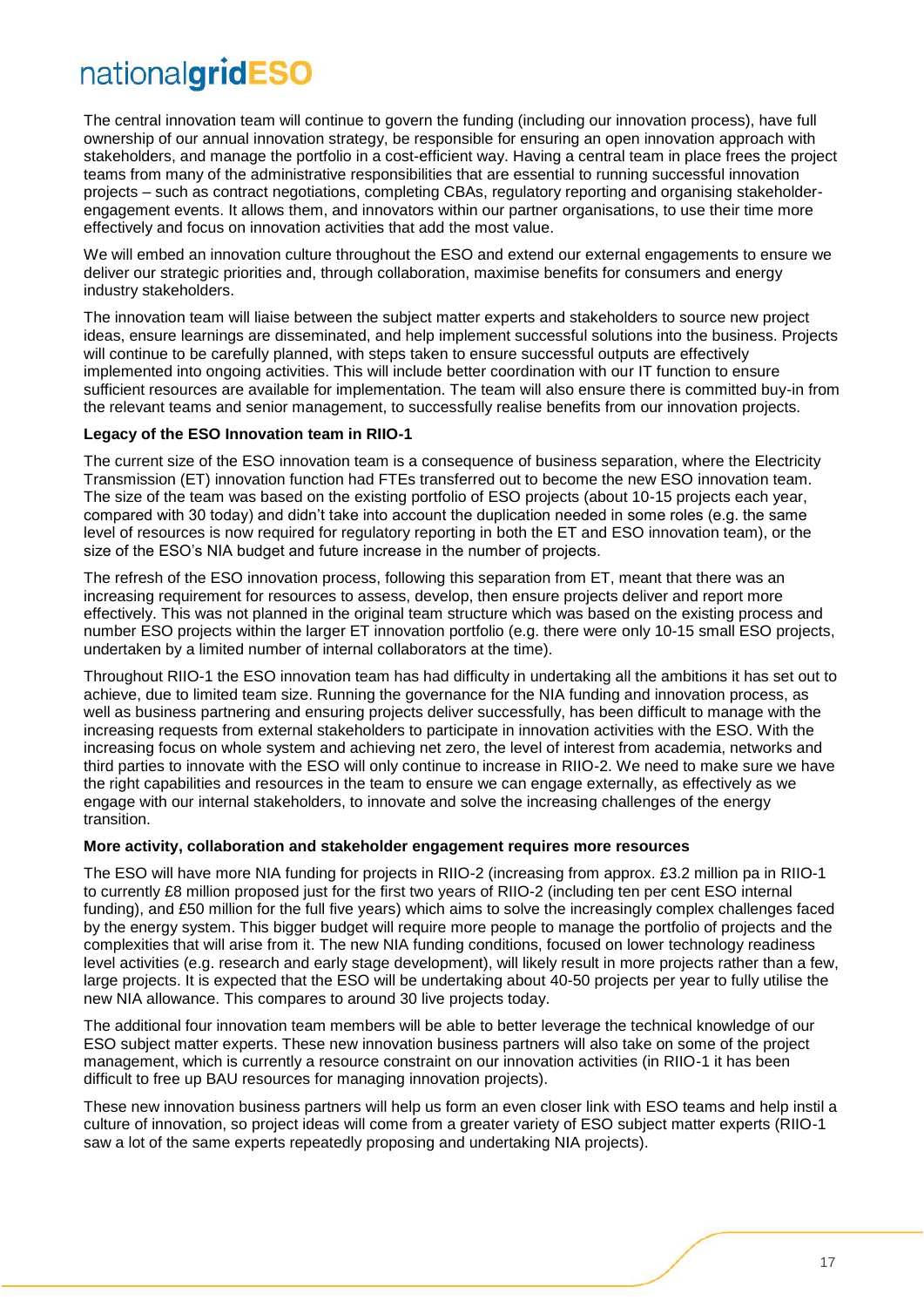The central innovation team will continue to govern the funding (including our innovation process), have full ownership of our annual innovation strategy, be responsible for ensuring an open innovation approach with stakeholders, and manage the portfolio in a cost-efficient way. Having a central team in place frees the project teams from many of the administrative responsibilities that are essential to running successful innovation projects – such as contract negotiations, completing CBAs, regulatory reporting and organising stakeholder-engagement events. It allows them, and innovators within our partner organisations, to use their time more effectively and focus on innovation activities that add the most value.

We will embed an innovation culture throughout the ESO and extend our external engagements to ensure we deliver our strategic priorities and, through collaboration, maximise benefits for consumers and energy industry stakeholders.

The innovation team will liaise between the subject matter experts and stakeholders to source new project ideas, ensure learnings are disseminated, and help implement successful solutions into the business. Projects will continue to be carefully planned, with steps taken to ensure successful outputs are effectively implemented into ongoing activities. This will include better coordination with our IT function to ensure sufficient resources are available for implementation. The team will also ensure there is committed buy-in from the relevant teams and senior management, to successfully realise benefits from our innovation projects.

**Legacy of the ESO Innovation team in RIIO-1**

The current size of the ESO innovation team is a consequence of business separation, where the Electricity Transmission (ET) innovation function had FTEs transferred out to become the new ESO innovation team. The size of the team was based on the existing portfolio of ESO projects (about 10-15 projects each year, compared with 30 today) and didn't take into account the duplication needed in some roles (e.g. the same level of resources is now required for regulatory reporting in both the ET and ESO innovation team), or the size of the ESO's NIA budget and future increase in the number of projects.

The refresh of the ESO innovation process, following this separation from ET, meant that there was an increasing requirement for resources to assess, develop, then ensure projects deliver and report more effectively. This was not planned in the original team structure which was based on the existing process and number ESO projects within the larger ET innovation portfolio (e.g. there were only 10-15 small ESO projects, undertaken by a limited number of internal collaborators at the time).

Throughout RIIO-1 the ESO innovation team has had difficulty in undertaking all the ambitions it has set out to achieve, due to limited team size. Running the governance for the NIA funding and innovation process, as well as business partnering and ensuring projects deliver successfully, has been difficult to manage with the increasing requests from external stakeholders to participate in innovation activities with the ESO. With the increasing focus on whole system and achieving net zero, the level of interest from academia, networks and third parties to innovate with the ESO will only continue to increase in RIIO-2. We need to make sure we have the right capabilities and resources in the team to ensure we can engage externally, as effectively as we engage with our internal stakeholders, to innovate and solve the increasing challenges of the energy transition.

**More activity, collaboration and stakeholder engagement requires more resources**

The ESO will have more NIA funding for projects in RIIO-2 (increasing from approx. £3.2 million pa in RIIO-1 to currently £8 million proposed just for the first two years of RIIO-2 (including ten per cent ESO internal funding), and £50 million for the full five years) which aims to solve the increasingly complex challenges faced by the energy system. This bigger budget will require more people to manage the portfolio of projects and the complexities that will arise from it. The new NIA funding conditions, focused on lower technology readiness level activities (e.g. research and early stage development), will likely result in more projects rather than a few, large projects. It is expected that the ESO will be undertaking about 40-50 projects per year to fully utilise the new NIA allowance. This compares to around 30 live projects today.

The additional four innovation team members will be able to better leverage the technical knowledge of our ESO subject matter experts. These new innovation business partners will also take on some of the project management, which is currently a resource constraint on our innovation activities (in RIIO-1 it has been difficult to free up BAU resources for managing innovation projects).

These new innovation business partners will help us form an even closer link with ESO teams and help instil a culture of innovation, so project ideas will come from a greater variety of ESO subject matter experts (RIIO-1 saw a lot of the same experts repeatedly proposing and undertaking NIA projects).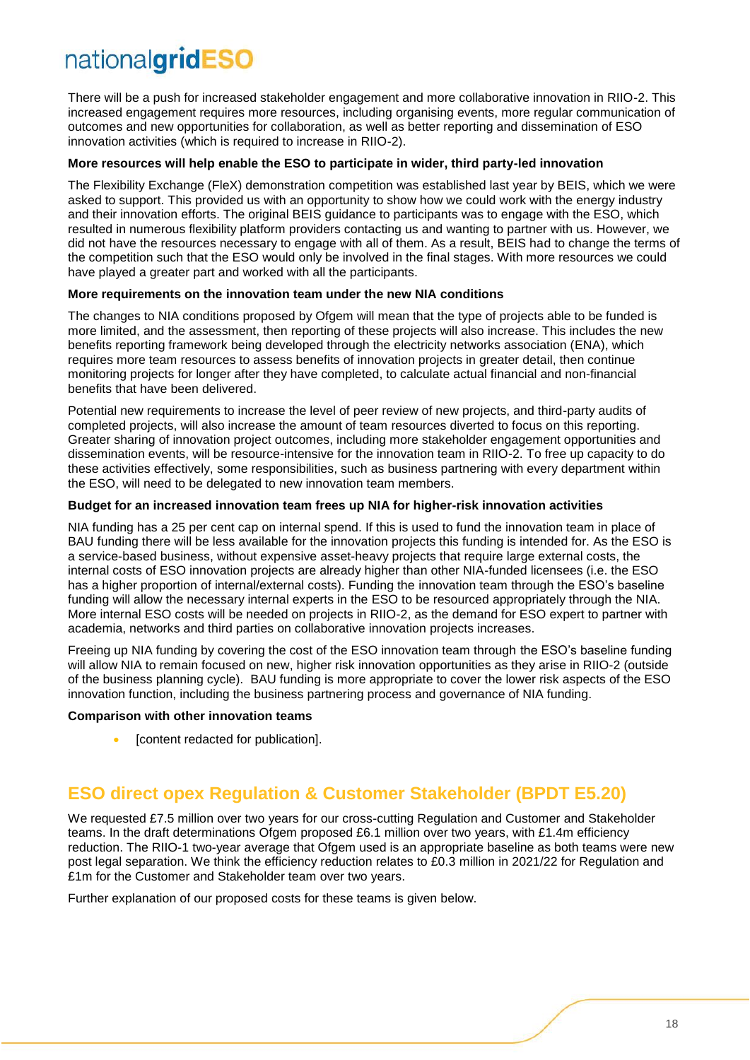There will be a push for increased stakeholder engagement and more collaborative innovation in RIIO-2. This increased engagement requires more resources, including organising events, more regular communication of outcomes and new opportunities for collaboration, as well as better reporting and dissemination of ESO innovation activities (which is required to increase in RIIO-2).

**More resources will help enable the ESO to participate in wider, third party-led innovation**

The Flexibility Exchange (FleX) demonstration competition was established last year by BEIS, which we were asked to support. This provided us with an opportunity to show how we could work with the energy industry and their innovation efforts. The original BEIS guidance to participants was to engage with the ESO, which resulted in numerous flexibility platform providers contacting us and wanting to partner with us. However, we did not have the resources necessary to engage with all of them. As a result, BEIS had to change the terms of the competition such that the ESO would only be involved in the final stages. With more resources we could have played a greater part and worked with all the participants.

**More requirements on the innovation team under the new NIA conditions**

The changes to NIA conditions proposed by Ofgem will mean that the type of projects able to be funded is more limited, and the assessment, then reporting of these projects will also increase. This includes the new benefits reporting framework being developed through the electricity networks association (ENA), which requires more team resources to assess benefits of innovation projects in greater detail, then continue monitoring projects for longer after they have completed, to calculate actual financial and non-financial benefits that have been delivered.

Potential new requirements to increase the level of peer review of new projects, and third-party audits of completed projects, will also increase the amount of team resources diverted to focus on this reporting. Greater sharing of innovation project outcomes, including more stakeholder engagement opportunities and dissemination events, will be resource-intensive for the innovation team in RIIO-2. To free up capacity to do these activities effectively, some responsibilities, such as business partnering with every department within the ESO, will need to be delegated to new innovation team members.

**Budget for an increased innovation team frees up NIA for higher-risk innovation activities**

NIA funding has a 25 per cent cap on internal spend. If this is used to fund the innovation team in place of BAU funding there will be less available for the innovation projects this funding is intended for. As the ESO is a service-based business, without expensive asset-heavy projects that require large external costs, the internal costs of ESO innovation projects are already higher than other NIA-funded licensees (i.e. the ESO has a higher proportion of internal/external costs). Funding the innovation team through the ESO's baseline funding will allow the necessary internal experts in the ESO to be resourced appropriately through the NIA. More internal ESO costs will be needed on projects in RIIO-2, as the demand for ESO expert to partner with academia, networks and third parties on collaborative innovation projects increases.

Freeing up NIA funding by covering the cost of the ESO innovation team through the ESO's baseline funding will allow NIA to remain focused on new, higher risk innovation opportunities as they arise in RIIO-2 (outside of the business planning cycle). BAU funding is more appropriate to cover the lower risk aspects of the ESO innovation function, including the business partnering process and governance of NIA funding.

**Comparison with other innovation teams**

- [content redacted for publication].

## ESO direct opex Regulation & Customer Stakeholder (BPDT E5.20)

We requested £7.5 million over two years for our cross-cutting Regulation and Customer and Stakeholder teams. In the draft determinations Ofgem proposed £6.1 million over two years, with £1.4m efficiency reduction. The RIIO-1 two-year average that Ofgem used is an appropriate baseline as both teams were new post legal separation. We think the efficiency reduction relates to £0.3 million in 2021/22 for Regulation and £1m for the Customer and Stakeholder team over two years.

Further explanation of our proposed costs for these teams is given below.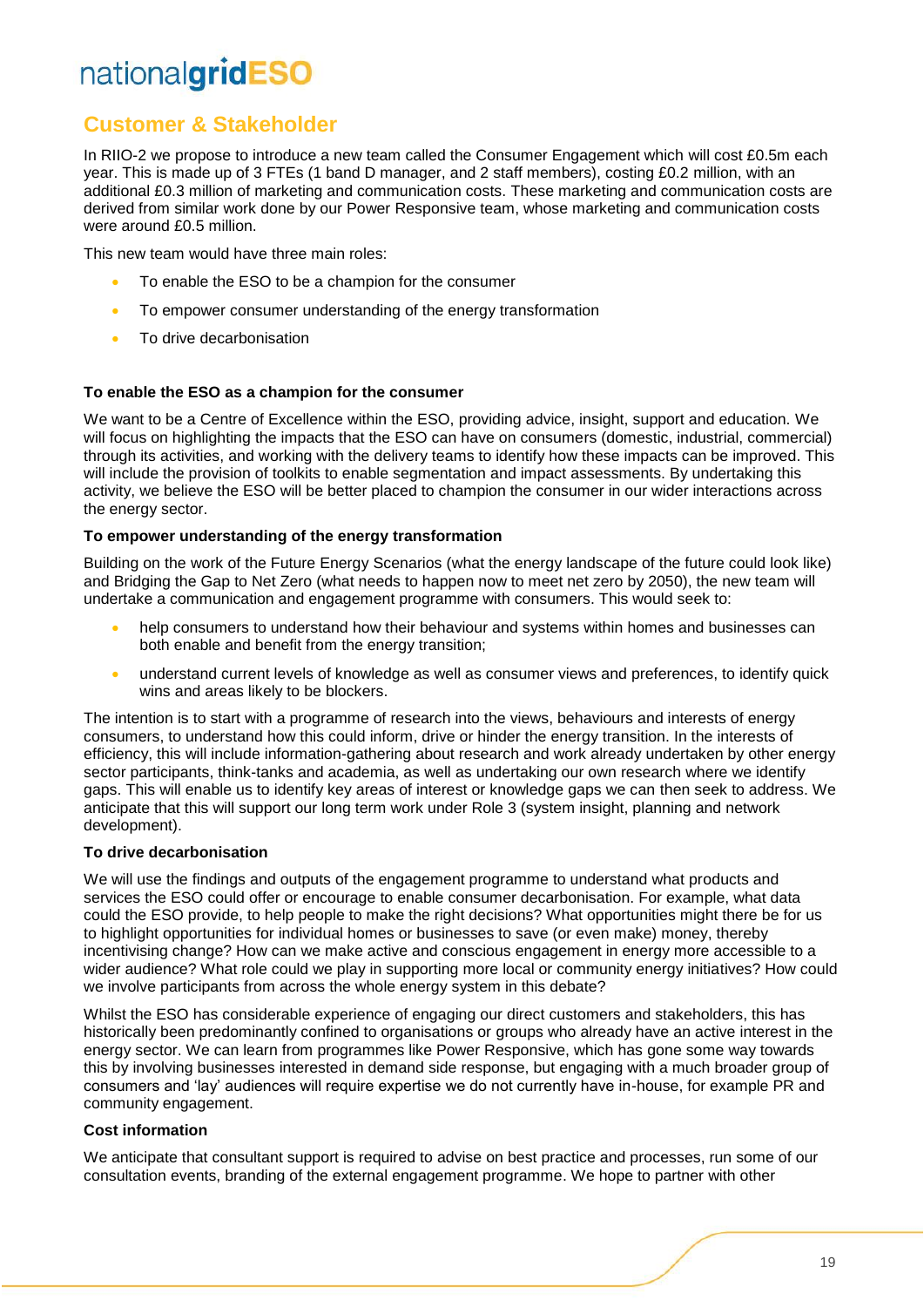## Customer & Stakeholder

In RIIO-2 we propose to introduce a new team called the Consumer Engagement which will cost £0.5m each year. This is made up of 3 FTEs (1 band D manager, and 2 staff members), costing £0.2 million, with an additional £0.3 million of marketing and communication costs. These marketing and communication costs are derived from similar work done by our Power Responsive team, whose marketing and communication costs were around £0.5 million.

This new team would have three main roles:

- To enable the ESO to be a champion for the consumer
- To empower consumer understanding of the energy transformation
- To drive decarbonisation

**To enable the ESO as a champion for the consumer**

We want to be a Centre of Excellence within the ESO, providing advice, insight, support and education. We will focus on highlighting the impacts that the ESO can have on consumers (domestic, industrial, commercial) through its activities, and working with the delivery teams to identify how these impacts can be improved. This will include the provision of toolkits to enable segmentation and impact assessments. By undertaking this activity, we believe the ESO will be better placed to champion the consumer in our wider interactions across the energy sector.

**To empower understanding of the energy transformation**

Building on the work of the Future Energy Scenarios (what the energy landscape of the future could look like) and Bridging the Gap to Net Zero (what needs to happen now to meet net zero by 2050), the new team will undertake a communication and engagement programme with consumers. This would seek to:

- help consumers to understand how their behaviour and systems within homes and businesses can both enable and benefit from the energy transition;
- understand current levels of knowledge as well as consumer views and preferences, to identify quick wins and areas likely to be blockers.

The intention is to start with a programme of research into the views, behaviours and interests of energy consumers, to understand how this could inform, drive or hinder the energy transition. In the interests of efficiency, this will include information-gathering about research and work already undertaken by other energy sector participants, think-tanks and academia, as well as undertaking our own research where we identify gaps. This will enable us to identify key areas of interest or knowledge gaps we can then seek to address. We anticipate that this will support our long term work under Role 3 (system insight, planning and network development).

**To drive decarbonisation**

We will use the findings and outputs of the engagement programme to understand what products and services the ESO could offer or encourage to enable consumer decarbonisation. For example, what data could the ESO provide, to help people to make the right decisions? What opportunities might there be for us to highlight opportunities for individual homes or businesses to save (or even make) money, thereby incentivising change? How can we make active and conscious engagement in energy more accessible to a wider audience? What role could we play in supporting more local or community energy initiatives? How could we involve participants from across the whole energy system in this debate?

Whilst the ESO has considerable experience of engaging our direct customers and stakeholders, this has historically been predominantly confined to organisations or groups who already have an active interest in the energy sector. We can learn from programmes like Power Responsive, which has gone some way towards this by involving businesses interested in demand side response, but engaging with a much broader group of consumers and 'lay' audiences will require expertise we do not currently have in-house, for example PR and community engagement.

**Cost information**

We anticipate that consultant support is required to advise on best practice and processes, run some of our consultation events, branding of the external engagement programme. We hope to partner with other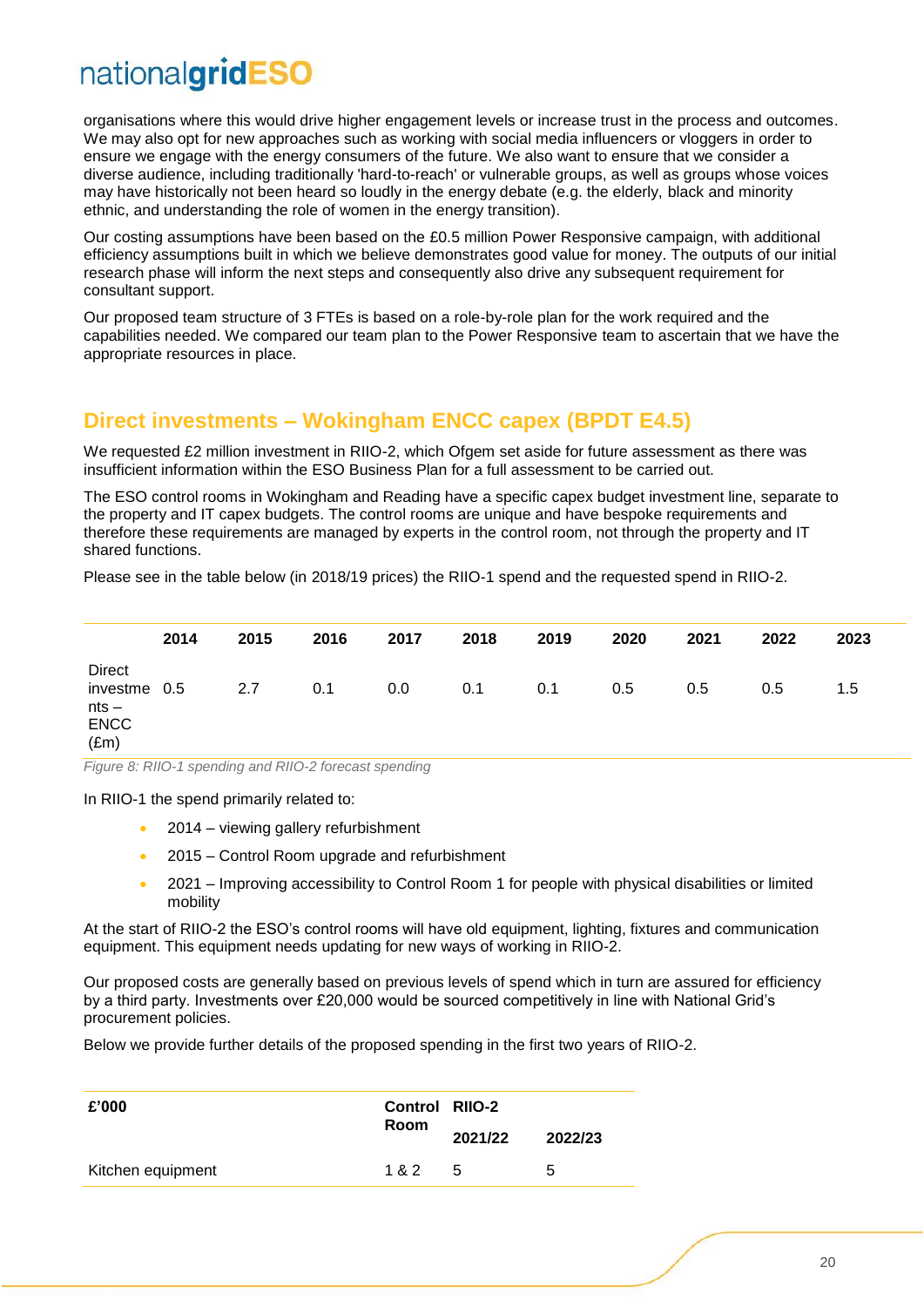organisations where this would drive higher engagement levels or increase trust in the process and outcomes. We may also opt for new approaches such as working with social media influencers or vloggers in order to ensure we engage with the energy consumers of the future. We also want to ensure that we consider a diverse audience, including traditionally 'hard-to-reach' or vulnerable groups, as well as groups whose voices may have historically not been heard so loudly in the energy debate (e.g. the elderly, black and minority ethnic, and understanding the role of women in the energy transition).

Our costing assumptions have been based on the £0.5 million Power Responsive campaign, with additional efficiency assumptions built in which we believe demonstrates good value for money. The outputs of our initial research phase will inform the next steps and consequently also drive any subsequent requirement for consultant support.

Our proposed team structure of 3 FTEs is based on a role-by-role plan for the work required and the capabilities needed. We compared our team plan to the Power Responsive team to ascertain that we have the appropriate resources in place.

## Direct investments – Wokingham ENCC capex (BPDT E4.5)

We requested £2 million investment in RIIO-2, which Ofgem set aside for future assessment as there was insufficient information within the ESO Business Plan for a full assessment to be carried out.

The ESO control rooms in Wokingham and Reading have a specific capex budget investment line, separate to the property and IT capex budgets. The control rooms are unique and have bespoke requirements and therefore these requirements are managed by experts in the control room, not through the property and IT shared functions.

Please see in the table below (in 2018/19 prices) the RIIO-1 spend and the requested spend in RIIO-2.

| | 2014 | 2015 | 2016 | 2017 | 2018 | 2019 | 2020 | 2021 | 2022 | 2023 |
|---|---|---|---|---|---|---|---|---|---|---|
| Direct investments – ENCC (£m) | 0.5 | 2.7 | 0.1 | 0.0 | 0.1 | 0.1 | 0.5 | 0.5 | 0.5 | 1.5 |

*Figure 8: RIIO-1 spending and RIIO-2 forecast spending*

In RIIO-1 the spend primarily related to:

- 2014 – viewing gallery refurbishment
- 2015 – Control Room upgrade and refurbishment
- 2021 – Improving accessibility to Control Room 1 for people with physical disabilities or limited mobility

At the start of RIIO-2 the ESO's control rooms will have old equipment, lighting, fixtures and communication equipment. This equipment needs updating for new ways of working in RIIO-2.

Our proposed costs are generally based on previous levels of spend which in turn are assured for efficiency by a third party. Investments over £20,000 would be sourced competitively in line with National Grid's procurement policies.

Below we provide further details of the proposed spending in the first two years of RIIO-2.

| £'000 | Control Room | RIIO-2 | |
|---|---|---|---|
| | | 2021/22 | 2022/23 |
| Kitchen equipment | 1 & 2 | 5 | 5 |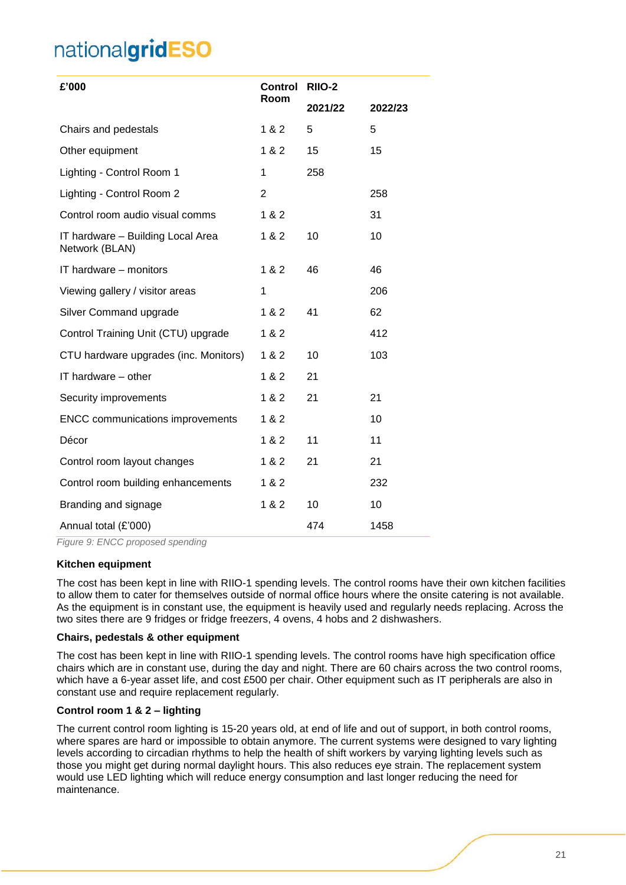| £'000 | Control Room | RIIO-2 | |
|---|---|---|---|
| | | 2021/22 | 2022/23 |
| Chairs and pedestals | 1 & 2 | 5 | 5 |
| Other equipment | 1 & 2 | 15 | 15 |
| Lighting - Control Room 1 | 1 | 258 | |
| Lighting - Control Room 2 | 2 | | 258 |
| Control room audio visual comms | 1 & 2 | | 31 |
| IT hardware – Building Local Area Network (BLAN) | 1 & 2 | 10 | 10 |
| IT hardware – monitors | 1 & 2 | 46 | 46 |
| Viewing gallery / visitor areas | 1 | | 206 |
| Silver Command upgrade | 1 & 2 | 41 | 62 |
| Control Training Unit (CTU) upgrade | 1 & 2 | | 412 |
| CTU hardware upgrades (inc. Monitors) | 1 & 2 | 10 | 103 |
| IT hardware – other | 1 & 2 | 21 | |
| Security improvements | 1 & 2 | 21 | 21 |
| ENCC communications improvements | 1 & 2 | | 10 |
| Décor | 1 & 2 | 11 | 11 |
| Control room layout changes | 1 & 2 | 21 | 21 |
| Control room building enhancements | 1 & 2 | | 232 |
| Branding and signage | 1 & 2 | 10 | 10 |
| Annual total (£'000) | | 474 | 1458 |

*Figure 9: ENCC proposed spending*

**Kitchen equipment**

The cost has been kept in line with RIIO-1 spending levels. The control rooms have their own kitchen facilities to allow them to cater for themselves outside of normal office hours where the onsite catering is not available. As the equipment is in constant use, the equipment is heavily used and regularly needs replacing. Across the two sites there are 9 fridges or fridge freezers, 4 ovens, 4 hobs and 2 dishwashers.

**Chairs, pedestals & other equipment**

The cost has been kept in line with RIIO-1 spending levels. The control rooms have high specification office chairs which are in constant use, during the day and night. There are 60 chairs across the two control rooms, which have a 6-year asset life, and cost £500 per chair. Other equipment such as IT peripherals are also in constant use and require replacement regularly.

**Control room 1 & 2 – lighting**

The current control room lighting is 15-20 years old, at end of life and out of support, in both control rooms, where spares are hard or impossible to obtain anymore. The current systems were designed to vary lighting levels according to circadian rhythms to help the health of shift workers by varying lighting levels such as those you might get during normal daylight hours. This also reduces eye strain. The replacement system would use LED lighting which will reduce energy consumption and last longer reducing the need for maintenance.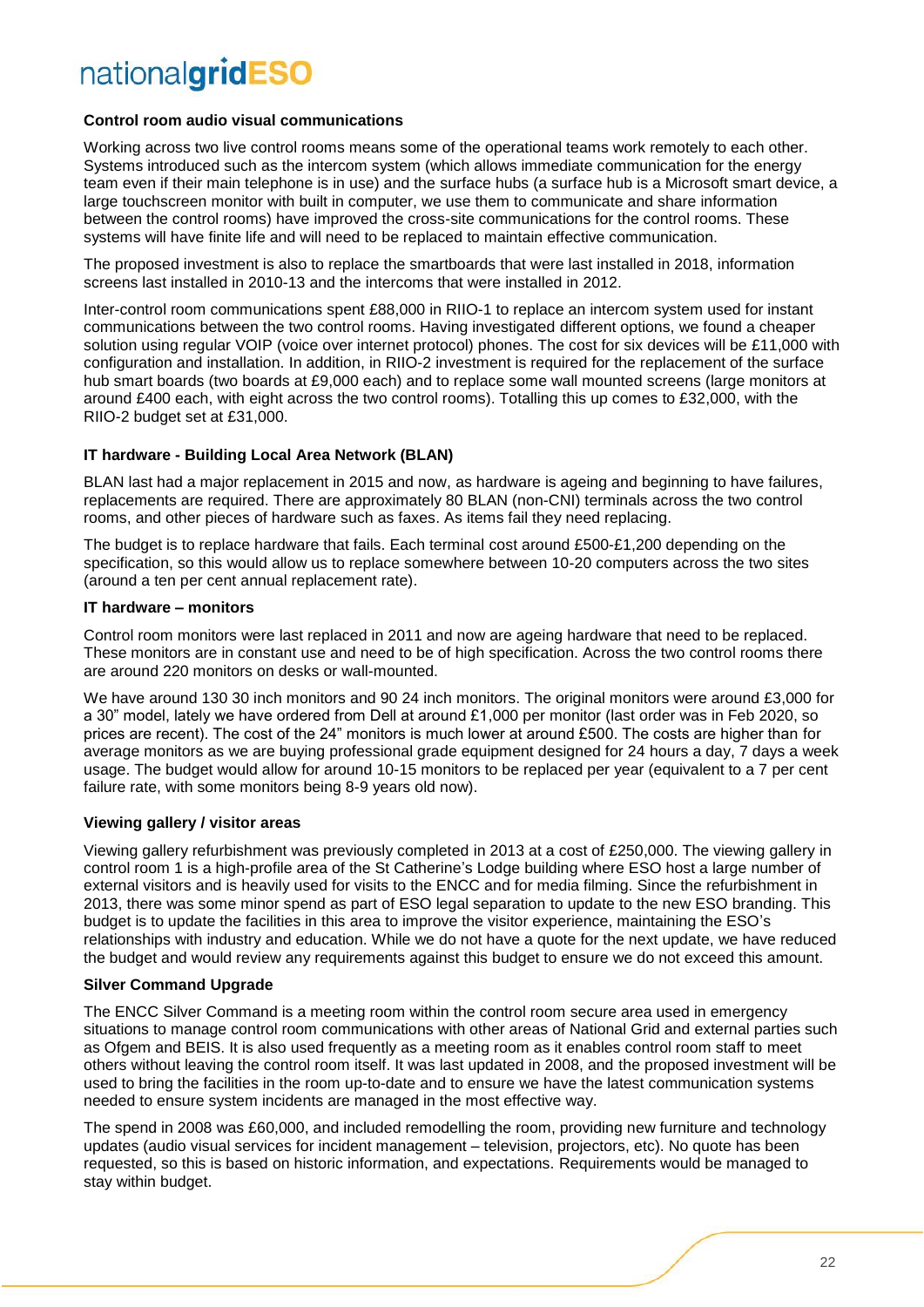### Control room audio visual communications

Working across two live control rooms means some of the operational teams work remotely to each other. Systems introduced such as the intercom system (which allows immediate communication for the energy team even if their main telephone is in use) and the surface hubs (a surface hub is a Microsoft smart device, a large touchscreen monitor with built in computer, we use them to communicate and share information between the control rooms) have improved the cross-site communications for the control rooms. These systems will have finite life and will need to be replaced to maintain effective communication.

The proposed investment is also to replace the smartboards that were last installed in 2018, information screens last installed in 2010-13 and the intercoms that were installed in 2012.

Inter-control room communications spent £88,000 in RIIO-1 to replace an intercom system used for instant communications between the two control rooms. Having investigated different options, we found a cheaper solution using regular VOIP (voice over internet protocol) phones. The cost for six devices will be £11,000 with configuration and installation. In addition, in RIIO-2 investment is required for the replacement of the surface hub smart boards (two boards at £9,000 each) and to replace some wall mounted screens (large monitors at around £400 each, with eight across the two control rooms). Totalling this up comes to £32,000, with the RIIO-2 budget set at £31,000.

### IT hardware - Building Local Area Network (BLAN)

BLAN last had a major replacement in 2015 and now, as hardware is ageing and beginning to have failures, replacements are required. There are approximately 80 BLAN (non-CNI) terminals across the two control rooms, and other pieces of hardware such as faxes. As items fail they need replacing.

The budget is to replace hardware that fails. Each terminal cost around £500-£1,200 depending on the specification, so this would allow us to replace somewhere between 10-20 computers across the two sites (around a ten per cent annual replacement rate).

### IT hardware – monitors

Control room monitors were last replaced in 2011 and now are ageing hardware that need to be replaced. These monitors are in constant use and need to be of high specification. Across the two control rooms there are around 220 monitors on desks or wall-mounted.

We have around 130 30 inch monitors and 90 24 inch monitors. The original monitors were around £3,000 for a 30" model, lately we have ordered from Dell at around £1,000 per monitor (last order was in Feb 2020, so prices are recent). The cost of the 24" monitors is much lower at around £500. The costs are higher than for average monitors as we are buying professional grade equipment designed for 24 hours a day, 7 days a week usage. The budget would allow for around 10-15 monitors to be replaced per year (equivalent to a 7 per cent failure rate, with some monitors being 8-9 years old now).

### Viewing gallery / visitor areas

Viewing gallery refurbishment was previously completed in 2013 at a cost of £250,000. The viewing gallery in control room 1 is a high-profile area of the St Catherine's Lodge building where ESO host a large number of external visitors and is heavily used for visits to the ENCC and for media filming. Since the refurbishment in 2013, there was some minor spend as part of ESO legal separation to update to the new ESO branding. This budget is to update the facilities in this area to improve the visitor experience, maintaining the ESO's relationships with industry and education. While we do not have a quote for the next update, we have reduced the budget and would review any requirements against this budget to ensure we do not exceed this amount.

### Silver Command Upgrade

The ENCC Silver Command is a meeting room within the control room secure area used in emergency situations to manage control room communications with other areas of National Grid and external parties such as Ofgem and BEIS. It is also used frequently as a meeting room as it enables control room staff to meet others without leaving the control room itself. It was last updated in 2008, and the proposed investment will be used to bring the facilities in the room up-to-date and to ensure we have the latest communication systems needed to ensure system incidents are managed in the most effective way.

The spend in 2008 was £60,000, and included remodelling the room, providing new furniture and technology updates (audio visual services for incident management – television, projectors, etc). No quote has been requested, so this is based on historic information, and expectations. Requirements would be managed to stay within budget.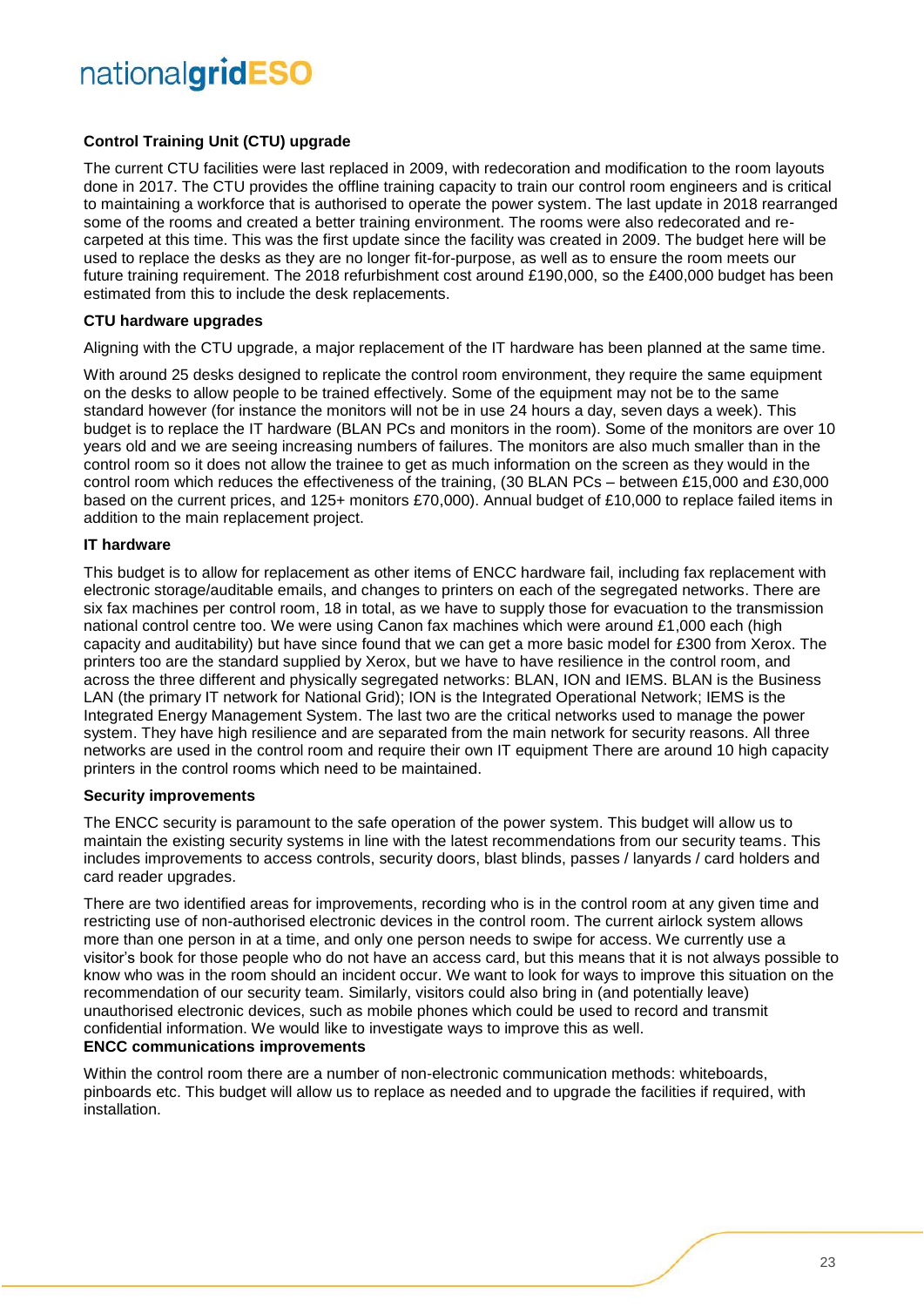**Control Training Unit (CTU) upgrade**

The current CTU facilities were last replaced in 2009, with redecoration and modification to the room layouts done in 2017. The CTU provides the offline training capacity to train our control room engineers and is critical to maintaining a workforce that is authorised to operate the power system. The last update in 2018 rearranged some of the rooms and created a better training environment. The rooms were also redecorated and re-carpeted at this time. This was the first update since the facility was created in 2009. The budget here will be used to replace the desks as they are no longer fit-for-purpose, as well as to ensure the room meets our future training requirement. The 2018 refurbishment cost around £190,000, so the £400,000 budget has been estimated from this to include the desk replacements.

**CTU hardware upgrades**

Aligning with the CTU upgrade, a major replacement of the IT hardware has been planned at the same time.

With around 25 desks designed to replicate the control room environment, they require the same equipment on the desks to allow people to be trained effectively. Some of the equipment may not be to the same standard however (for instance the monitors will not be in use 24 hours a day, seven days a week). This budget is to replace the IT hardware (BLAN PCs and monitors in the room). Some of the monitors are over 10 years old and we are seeing increasing numbers of failures. The monitors are also much smaller than in the control room so it does not allow the trainee to get as much information on the screen as they would in the control room which reduces the effectiveness of the training, (30 BLAN PCs – between £15,000 and £30,000 based on the current prices, and 125+ monitors £70,000). Annual budget of £10,000 to replace failed items in addition to the main replacement project.

**IT hardware**

This budget is to allow for replacement as other items of ENCC hardware fail, including fax replacement with electronic storage/auditable emails, and changes to printers on each of the segregated networks. There are six fax machines per control room, 18 in total, as we have to supply those for evacuation to the transmission national control centre too. We were using Canon fax machines which were around £1,000 each (high capacity and auditability) but have since found that we can get a more basic model for £300 from Xerox. The printers too are the standard supplied by Xerox, but we have to have resilience in the control room, and across the three different and physically segregated networks: BLAN, ION and IEMS. BLAN is the Business LAN (the primary IT network for National Grid); ION is the Integrated Operational Network; IEMS is the Integrated Energy Management System. The last two are the critical networks used to manage the power system. They have high resilience and are separated from the main network for security reasons. All three networks are used in the control room and require their own IT equipment There are around 10 high capacity printers in the control rooms which need to be maintained.

**Security improvements**

The ENCC security is paramount to the safe operation of the power system. This budget will allow us to maintain the existing security systems in line with the latest recommendations from our security teams. This includes improvements to access controls, security doors, blast blinds, passes / lanyards / card holders and card reader upgrades.

There are two identified areas for improvements, recording who is in the control room at any given time and restricting use of non-authorised electronic devices in the control room. The current airlock system allows more than one person in at a time, and only one person needs to swipe for access. We currently use a visitor's book for those people who do not have an access card, but this means that it is not always possible to know who was in the room should an incident occur. We want to look for ways to improve this situation on the recommendation of our security team. Similarly, visitors could also bring in (and potentially leave) unauthorised electronic devices, such as mobile phones which could be used to record and transmit confidential information. We would like to investigate ways to improve this as well.

**ENCC communications improvements**

Within the control room there are a number of non-electronic communication methods: whiteboards, pinboards etc. This budget will allow us to replace as needed and to upgrade the facilities if required, with installation.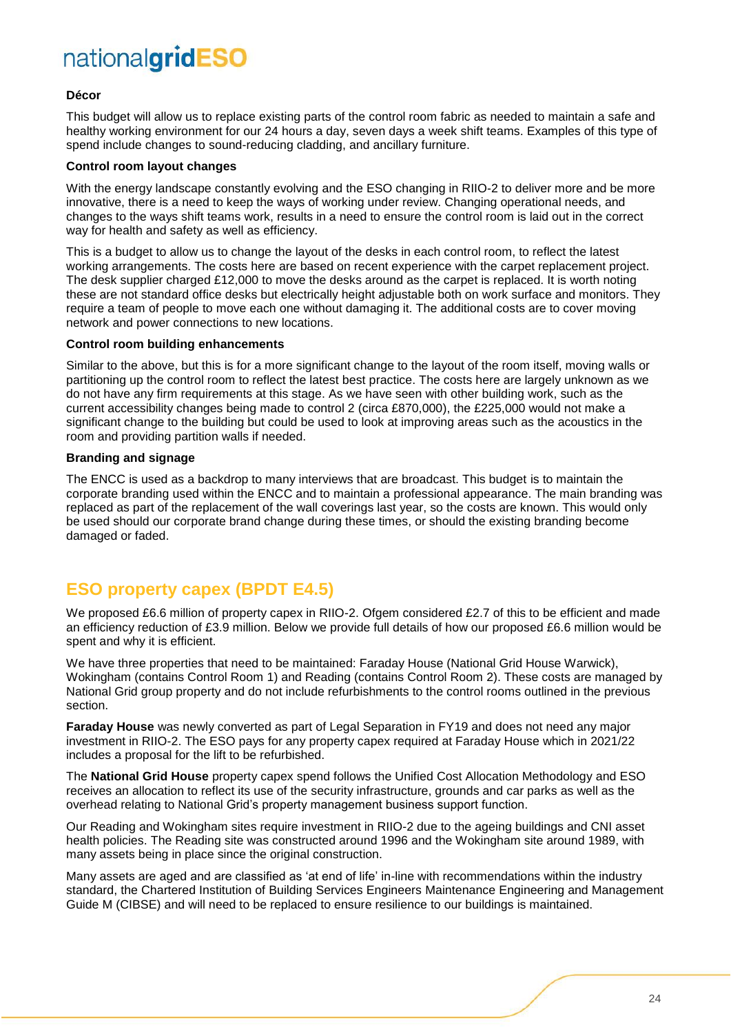**Décor**

This budget will allow us to replace existing parts of the control room fabric as needed to maintain a safe and healthy working environment for our 24 hours a day, seven days a week shift teams. Examples of this type of spend include changes to sound-reducing cladding, and ancillary furniture.

**Control room layout changes**

With the energy landscape constantly evolving and the ESO changing in RIIO-2 to deliver more and be more innovative, there is a need to keep the ways of working under review. Changing operational needs, and changes to the ways shift teams work, results in a need to ensure the control room is laid out in the correct way for health and safety as well as efficiency.

This is a budget to allow us to change the layout of the desks in each control room, to reflect the latest working arrangements. The costs here are based on recent experience with the carpet replacement project. The desk supplier charged £12,000 to move the desks around as the carpet is replaced. It is worth noting these are not standard office desks but electrically height adjustable both on work surface and monitors. They require a team of people to move each one without damaging it. The additional costs are to cover moving network and power connections to new locations.

**Control room building enhancements**

Similar to the above, but this is for a more significant change to the layout of the room itself, moving walls or partitioning up the control room to reflect the latest best practice. The costs here are largely unknown as we do not have any firm requirements at this stage. As we have seen with other building work, such as the current accessibility changes being made to control 2 (circa £870,000), the £225,000 would not make a significant change to the building but could be used to look at improving areas such as the acoustics in the room and providing partition walls if needed.

**Branding and signage**

The ENCC is used as a backdrop to many interviews that are broadcast. This budget is to maintain the corporate branding used within the ENCC and to maintain a professional appearance. The main branding was replaced as part of the replacement of the wall coverings last year, so the costs are known. This would only be used should our corporate brand change during these times, or should the existing branding become damaged or faded.

## ESO property capex (BPDT E4.5)

We proposed £6.6 million of property capex in RIIO-2. Ofgem considered £2.7 of this to be efficient and made an efficiency reduction of £3.9 million. Below we provide full details of how our proposed £6.6 million would be spent and why it is efficient.

We have three properties that need to be maintained: Faraday House (National Grid House Warwick), Wokingham (contains Control Room 1) and Reading (contains Control Room 2). These costs are managed by National Grid group property and do not include refurbishments to the control rooms outlined in the previous section.

**Faraday House** was newly converted as part of Legal Separation in FY19 and does not need any major investment in RIIO-2. The ESO pays for any property capex required at Faraday House which in 2021/22 includes a proposal for the lift to be refurbished.

The **National Grid House** property capex spend follows the Unified Cost Allocation Methodology and ESO receives an allocation to reflect its use of the security infrastructure, grounds and car parks as well as the overhead relating to National Grid's property management business support function.

Our Reading and Wokingham sites require investment in RIIO-2 due to the ageing buildings and CNI asset health policies. The Reading site was constructed around 1996 and the Wokingham site around 1989, with many assets being in place since the original construction.

Many assets are aged and are classified as 'at end of life' in-line with recommendations within the industry standard, the Chartered Institution of Building Services Engineers Maintenance Engineering and Management Guide M (CIBSE) and will need to be replaced to ensure resilience to our buildings is maintained.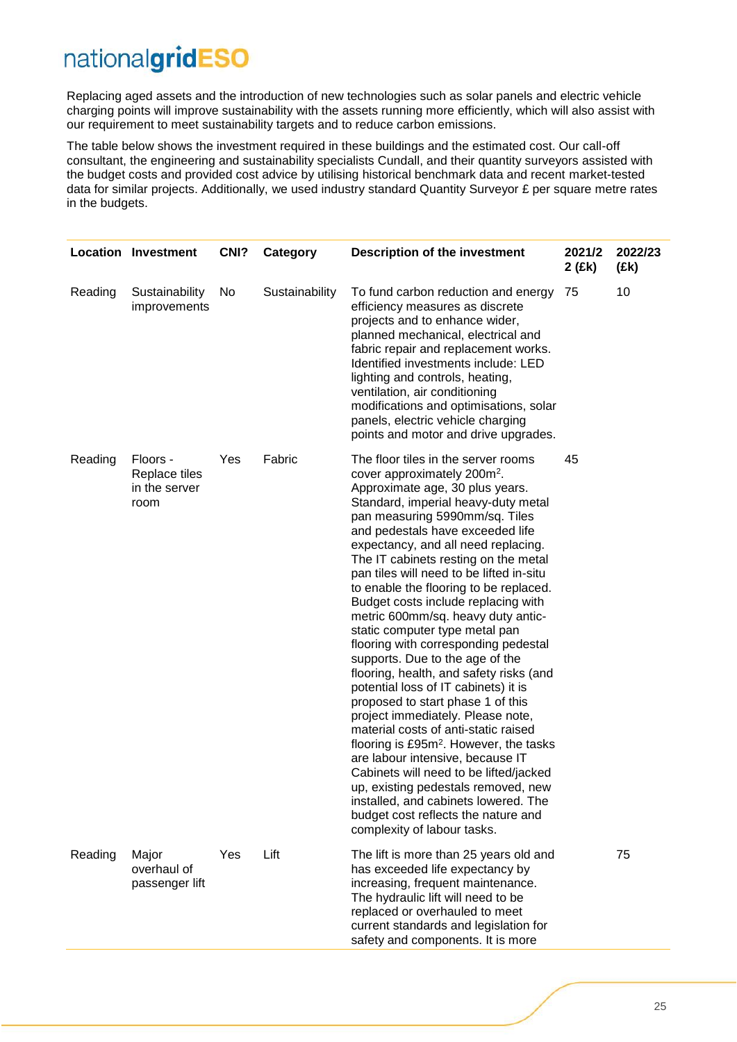Replacing aged assets and the introduction of new technologies such as solar panels and electric vehicle charging points will improve sustainability with the assets running more efficiently, which will also assist with our requirement to meet sustainability targets and to reduce carbon emissions.

The table below shows the investment required in these buildings and the estimated cost. Our call-off consultant, the engineering and sustainability specialists Cundall, and their quantity surveyors assisted with the budget costs and provided cost advice by utilising historical benchmark data and recent market-tested data for similar projects. Additionally, we used industry standard Quantity Surveyor £ per square metre rates in the budgets.

| Location | Investment | CNI? | Category | Description of the investment | 2021/22 (£k) | 2022/23 (£k) |
|---|---|---|---|---|---|---|
| Reading | Sustainability improvements | No | Sustainability | To fund carbon reduction and energy efficiency measures as discrete projects and to enhance wider, planned mechanical, electrical and fabric repair and replacement works. Identified investments include: LED lighting and controls, heating, ventilation, air conditioning modifications and optimisations, solar panels, electric vehicle charging points and motor and drive upgrades. | 75 | 10 |
| Reading | Floors - Replace tiles in the server room | Yes | Fabric | The floor tiles in the server rooms cover approximately 200m$^2$. Approximate age, 30 plus years. Standard, imperial heavy-duty metal pan measuring 5990mm/sq. Tiles and pedestals have exceeded life expectancy, and all need replacing. The IT cabinets resting on the metal pan tiles will need to be lifted in-situ to enable the flooring to be replaced. Budget costs include replacing with metric 600mm/sq. heavy duty antic-static computer type metal pan flooring with corresponding pedestal supports. Due to the age of the flooring, health, and safety risks (and potential loss of IT cabinets) it is proposed to start phase 1 of this project immediately. Please note, material costs of anti-static raised flooring is £95m$^2$. However, the tasks are labour intensive, because IT Cabinets will need to be lifted/jacked up, existing pedestals removed, new installed, and cabinets lowered. The budget cost reflects the nature and complexity of labour tasks. | 45 | |
| Reading | Major overhaul of passenger lift | Yes | Lift | The lift is more than 25 years old and has exceeded life expectancy by increasing, frequent maintenance. The hydraulic lift will need to be replaced or overhauled to meet current standards and legislation for safety and components. It is more | | 75 |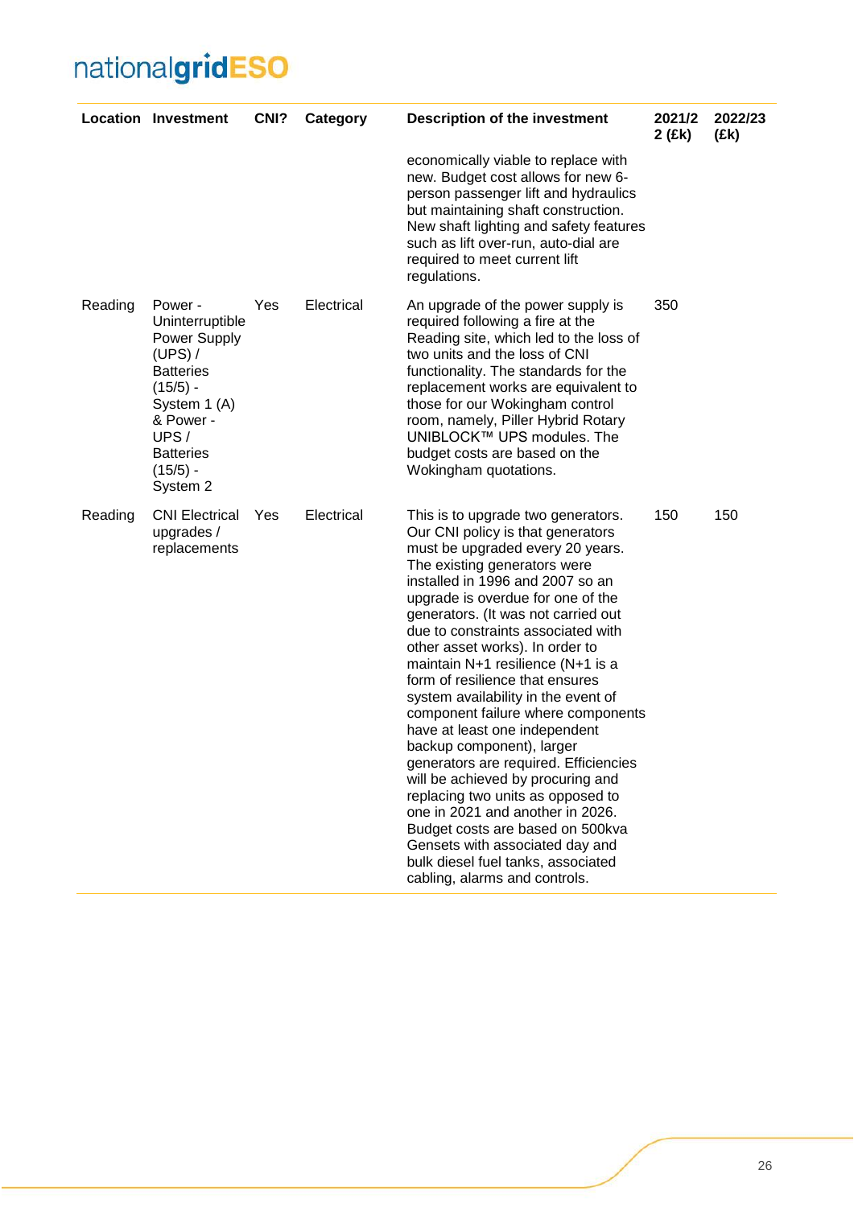| Location | Investment | CNI? | Category | Description of the investment | 2021/22 (£k) | 2022/23 (£k) |
|---|---|---|---|---|---|---|
| | | | | economically viable to replace with new. Budget cost allows for new 6-person passenger lift and hydraulics but maintaining shaft construction. New shaft lighting and safety features such as lift over-run, auto-dial are required to meet current lift regulations. | | |
| Reading | Power - Uninterruptible Power Supply (UPS) / Batteries (15/5) - System 1 (A) & Power - UPS / Batteries (15/5) - System 2 | Yes | Electrical | An upgrade of the power supply is required following a fire at the Reading site, which led to the loss of two units and the loss of CNI functionality. The standards for the replacement works are equivalent to those for our Wokingham control room, namely, Piller Hybrid Rotary UNIBLOCK™ UPS modules. The budget costs are based on the Wokingham quotations. | 350 | |
| Reading | CNI Electrical upgrades / replacements | Yes | Electrical | This is to upgrade two generators. Our CNI policy is that generators must be upgraded every 20 years. The existing generators were installed in 1996 and 2007 so an upgrade is overdue for one of the generators. (It was not carried out due to constraints associated with other asset works). In order to maintain N+1 resilience (N+1 is a form of resilience that ensures system availability in the event of component failure where components have at least one independent backup component), larger generators are required. Efficiencies will be achieved by procuring and replacing two units as opposed to one in 2021 and another in 2026. Budget costs are based on 500kva Gensets with associated day and bulk diesel fuel tanks, associated cabling, alarms and controls. | 150 | 150 |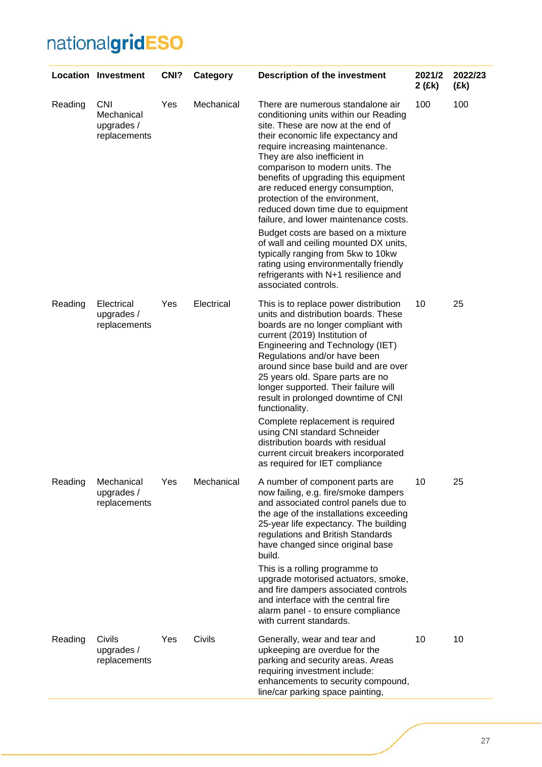| Location | Investment | CNI? | Category | Description of the investment | 2021/22 (£k) | 2022/23 (£k) |
|---|---|---|---|---|---|---|
| Reading | CNI Mechanical upgrades / replacements | Yes | Mechanical | There are numerous standalone air conditioning units within our Reading site. These are now at the end of their economic life expectancy and require increasing maintenance. They are also inefficient in comparison to modern units. The benefits of upgrading this equipment are reduced energy consumption, protection of the environment, reduced down time due to equipment failure, and lower maintenance costs.<br><br>Budget costs are based on a mixture of wall and ceiling mounted DX units, typically ranging from 5kw to 10kw rating using environmentally friendly refrigerants with N+1 resilience and associated controls. | 100 | 100 |
| Reading | Electrical upgrades / replacements | Yes | Electrical | This is to replace power distribution units and distribution boards. These boards are no longer compliant with current (2019) Institution of Engineering and Technology (IET) Regulations and/or have been around since base build and are over 25 years old. Spare parts are no longer supported. Their failure will result in prolonged downtime of CNI functionality.<br><br>Complete replacement is required using CNI standard Schneider distribution boards with residual current circuit breakers incorporated as required for IET compliance | 10 | 25 |
| Reading | Mechanical upgrades / replacements | Yes | Mechanical | A number of component parts are now failing, e.g. fire/smoke dampers and associated control panels due to the age of the installations exceeding 25-year life expectancy. The building regulations and British Standards have changed since original base build.<br><br>This is a rolling programme to upgrade motorised actuators, smoke, and fire dampers associated controls and interface with the central fire alarm panel - to ensure compliance with current standards. | 10 | 25 |
| Reading | Civils upgrades / replacements | Yes | Civils | Generally, wear and tear and upkeeping are overdue for the parking and security areas. Areas requiring investment include: enhancements to security compound, line/car parking space painting, | 10 | 10 |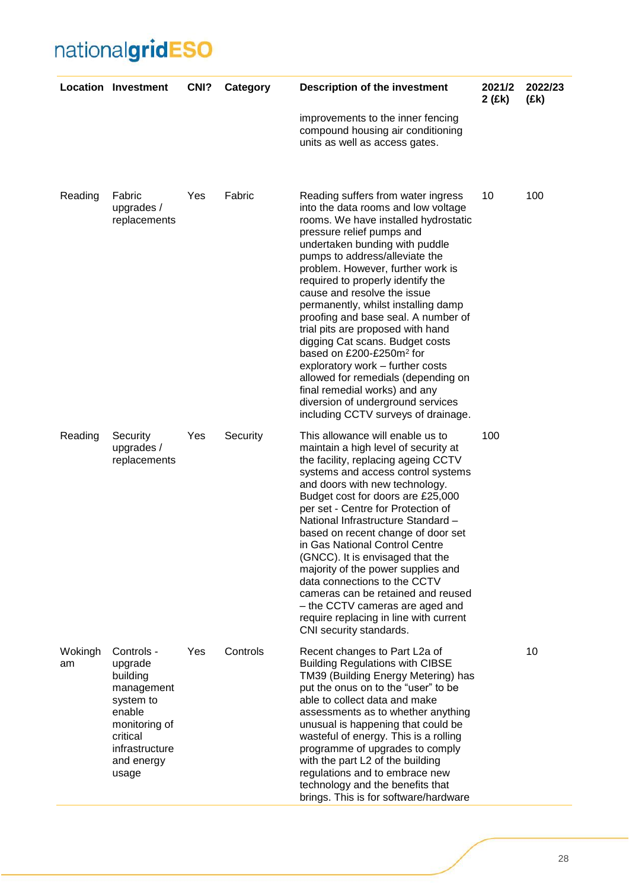| Location | Investment | CNI? | Category | Description of the investment | 2021/22 (£k) | 2022/23 (£k) |
|---|---|---|---|---|---|---|
| | | | | improvements to the inner fencing compound housing air conditioning units as well as access gates. | | |
| Reading | Fabric upgrades / replacements | Yes | Fabric | Reading suffers from water ingress into the data rooms and low voltage rooms. We have installed hydrostatic pressure relief pumps and undertaken bunding with puddle pumps to address/alleviate the problem. However, further work is required to properly identify the cause and resolve the issue permanently, whilst installing damp proofing and base seal. A number of trial pits are proposed with hand digging Cat scans. Budget costs based on £200-£250m$^2$ for exploratory work – further costs allowed for remedials (depending on final remedial works) and any diversion of underground services including CCTV surveys of drainage. | 10 | 100 |
| Reading | Security upgrades / replacements | Yes | Security | This allowance will enable us to maintain a high level of security at the facility, replacing ageing CCTV systems and access control systems and doors with new technology. Budget cost for doors are £25,000 per set - Centre for Protection of National Infrastructure Standard – based on recent change of door set in Gas National Control Centre (GNCC). It is envisaged that the majority of the power supplies and data connections to the CCTV cameras can be retained and reused – the CCTV cameras are aged and require replacing in line with current CNI security standards. | 100 | |
| Wokingham | Controls - upgrade building management system to enable monitoring of critical infrastructure and energy usage | Yes | Controls | Recent changes to Part L2a of Building Regulations with CIBSE TM39 (Building Energy Metering) has put the onus on to the "user" to be able to collect data and make assessments as to whether anything unusual is happening that could be wasteful of energy. This is a rolling programme of upgrades to comply with the part L2 of the building regulations and to embrace new technology and the benefits that brings. This is for software/hardware | | 10 |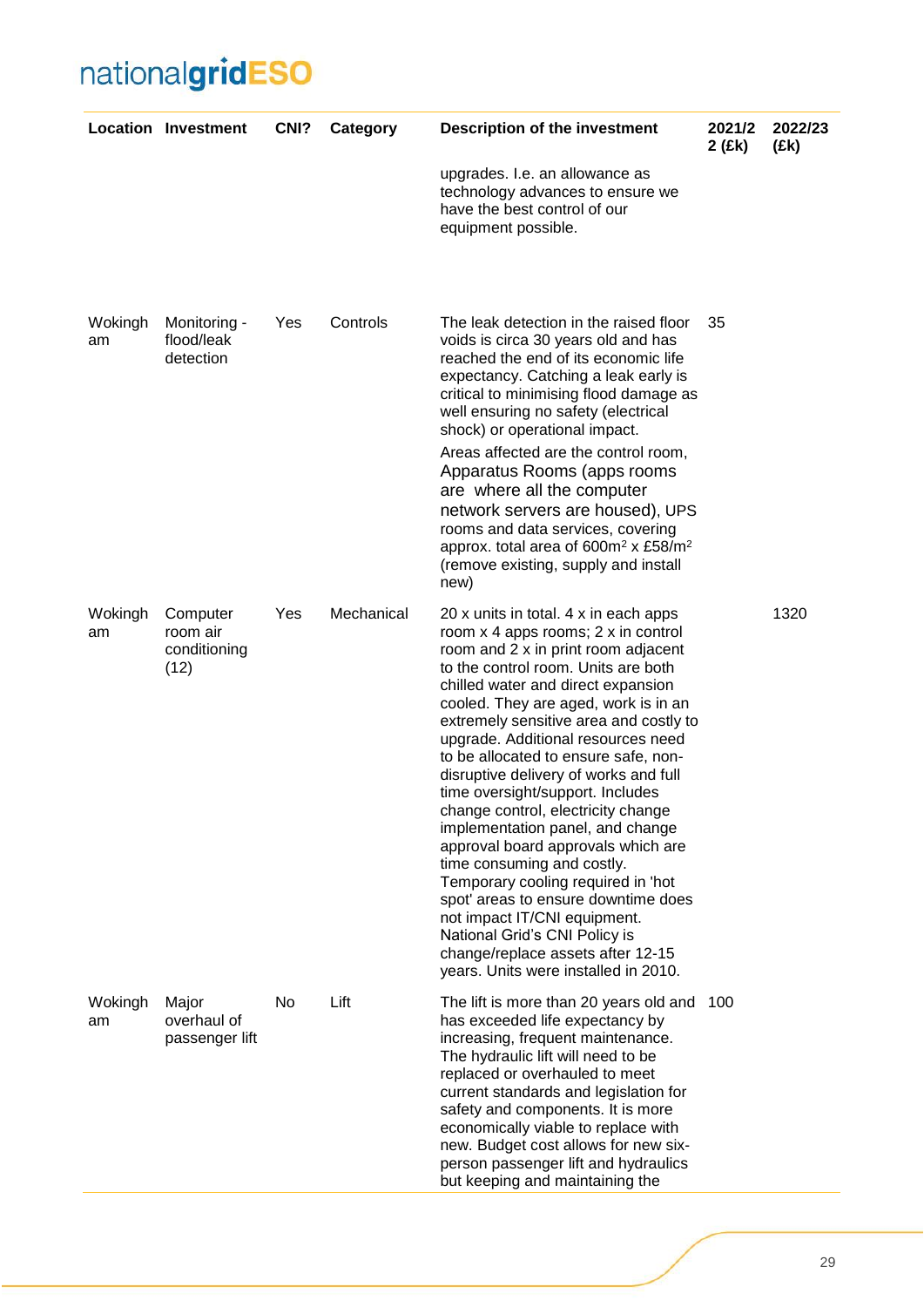| Location | Investment | CNI? | Category | Description of the investment | 2021/22 (£k) | 2022/23 (£k) |
|---|---|---|---|---|---|---|
| | | | | upgrades. I.e. an allowance as technology advances to ensure we have the best control of our equipment possible. | | |
| Wokingham | Monitoring - flood/leak detection | Yes | Controls | The leak detection in the raised floor voids is circa 30 years old and has reached the end of its economic life expectancy. Catching a leak early is critical to minimising flood damage as well ensuring no safety (electrical shock) or operational impact. Areas affected are the control room, Apparatus Rooms (apps rooms are where all the computer network servers are housed), UPS rooms and data services, covering approx. total area of 600m$^2$ x £58/m$^2$ (remove existing, supply and install new) | 35 | |
| Wokingham | Computer room air conditioning (12) | Yes | Mechanical | 20 x units in total. 4 x in each apps room x 4 apps rooms; 2 x in control room and 2 x in print room adjacent to the control room. Units are both chilled water and direct expansion cooled. They are aged, work is in an extremely sensitive area and costly to upgrade. Additional resources need to be allocated to ensure safe, non-disruptive delivery of works and full time oversight/support. Includes change control, electricity change implementation panel, and change approval board approvals which are time consuming and costly. Temporary cooling required in 'hot spot' areas to ensure downtime does not impact IT/CNI equipment. National Grid's CNI Policy is change/replace assets after 12-15 years. Units were installed in 2010. | | 1320 |
| Wokingham | Major overhaul of passenger lift | No | Lift | The lift is more than 20 years old and has exceeded life expectancy by increasing, frequent maintenance. The hydraulic lift will need to be replaced or overhauled to meet current standards and legislation for safety and components. It is more economically viable to replace with new. Budget cost allows for new six-person passenger lift and hydraulics but keeping and maintaining the | 100 | |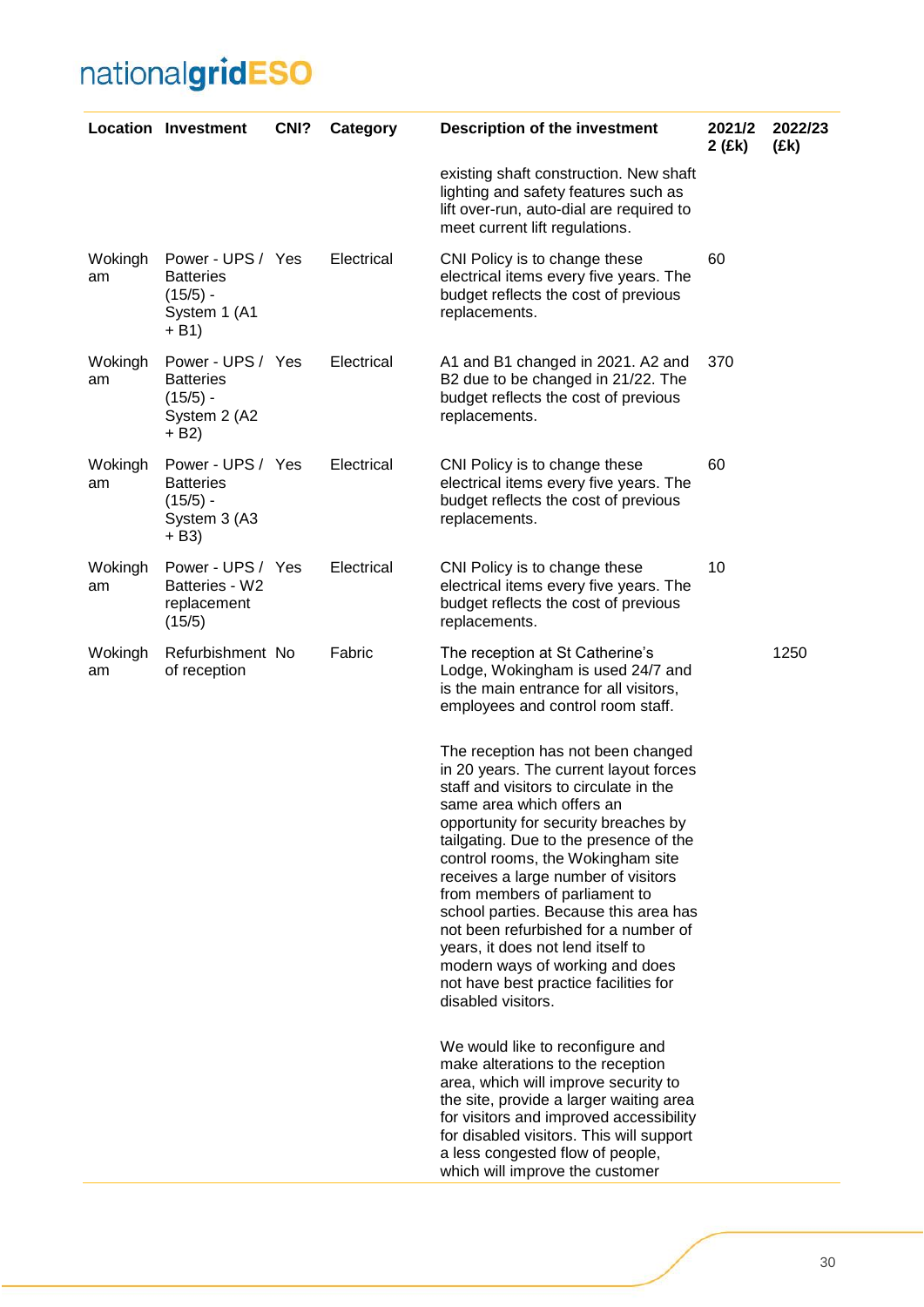| Location | Investment | CNI? | Category | Description of the investment | 2021/22 (£k) | 2022/23 (£k) |
|---|---|---|---|---|---|---|
| | | | | existing shaft construction. New shaft lighting and safety features such as lift over-run, auto-dial are required to meet current lift regulations. | | |
| Wokingham | Power - UPS / Batteries (15/5) - System 1 (A1 + B1) | Yes | Electrical | CNI Policy is to change these electrical items every five years. The budget reflects the cost of previous replacements. | 60 | |
| Wokingham | Power - UPS / Batteries (15/5) - System 2 (A2 + B2) | Yes | Electrical | A1 and B1 changed in 2021. A2 and B2 due to be changed in 21/22. The budget reflects the cost of previous replacements. | 370 | |
| Wokingham | Power - UPS / Batteries (15/5) - System 3 (A3 + B3) | Yes | Electrical | CNI Policy is to change these electrical items every five years. The budget reflects the cost of previous replacements. | 60 | |
| Wokingham | Power - UPS / Batteries - W2 replacement (15/5) | Yes | Electrical | CNI Policy is to change these electrical items every five years. The budget reflects the cost of previous replacements. | 10 | |
| Wokingham | Refurbishment of reception | No | Fabric | The reception at St Catherine's Lodge, Wokingham is used 24/7 and is the main entrance for all visitors, employees and control room staff.<br><br>The reception has not been changed in 20 years. The current layout forces staff and visitors to circulate in the same area which offers an opportunity for security breaches by tailgating. Due to the presence of the control rooms, the Wokingham site receives a large number of visitors from members of parliament to school parties. Because this area has not been refurbished for a number of years, it does not lend itself to modern ways of working and does not have best practice facilities for disabled visitors.<br><br>We would like to reconfigure and make alterations to the reception area, which will improve security to the site, provide a larger waiting area for visitors and improved accessibility for disabled visitors. This will support a less congested flow of people, which will improve the customer | | 1250 |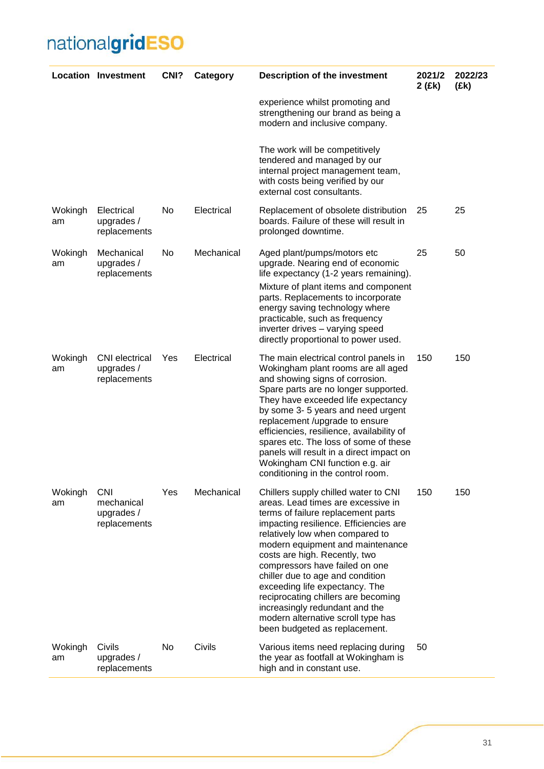| Location | Investment | CNI? | Category | Description of the investment | 2021/22 (£k) | 2022/23 (£k) |
|---|---|---|---|---|---|---|
| | | | | experience whilst promoting and strengthening our brand as being a modern and inclusive company.<br><br>The work will be competitively tendered and managed by our internal project management team, with costs being verified by our external cost consultants. | | |
| Wokingham | Electrical upgrades / replacements | No | Electrical | Replacement of obsolete distribution boards. Failure of these will result in prolonged downtime. | 25 | 25 |
| Wokingham | Mechanical upgrades / replacements | No | Mechanical | Aged plant/pumps/motors etc upgrade. Nearing end of economic life expectancy (1-2 years remaining).<br>Mixture of plant items and component parts. Replacements to incorporate energy saving technology where practicable, such as frequency inverter drives – varying speed directly proportional to power used. | 25 | 50 |
| Wokingham | CNI electrical upgrades / replacements | Yes | Electrical | The main electrical control panels in Wokingham plant rooms are all aged and showing signs of corrosion. Spare parts are no longer supported. They have exceeded life expectancy by some 3- 5 years and need urgent replacement /upgrade to ensure efficiencies, resilience, availability of spares etc. The loss of some of these panels will result in a direct impact on Wokingham CNI function e.g. air conditioning in the control room. | 150 | 150 |
| Wokingham | CNI mechanical upgrades / replacements | Yes | Mechanical | Chillers supply chilled water to CNI areas. Lead times are excessive in terms of failure replacement parts impacting resilience. Efficiencies are relatively low when compared to modern equipment and maintenance costs are high. Recently, two compressors have failed on one chiller due to age and condition exceeding life expectancy. The reciprocating chillers are becoming increasingly redundant and the modern alternative scroll type has been budgeted as replacement. | 150 | 150 |
| Wokingham | Civils upgrades / replacements | No | Civils | Various items need replacing during the year as footfall at Wokingham is high and in constant use. | 50 | |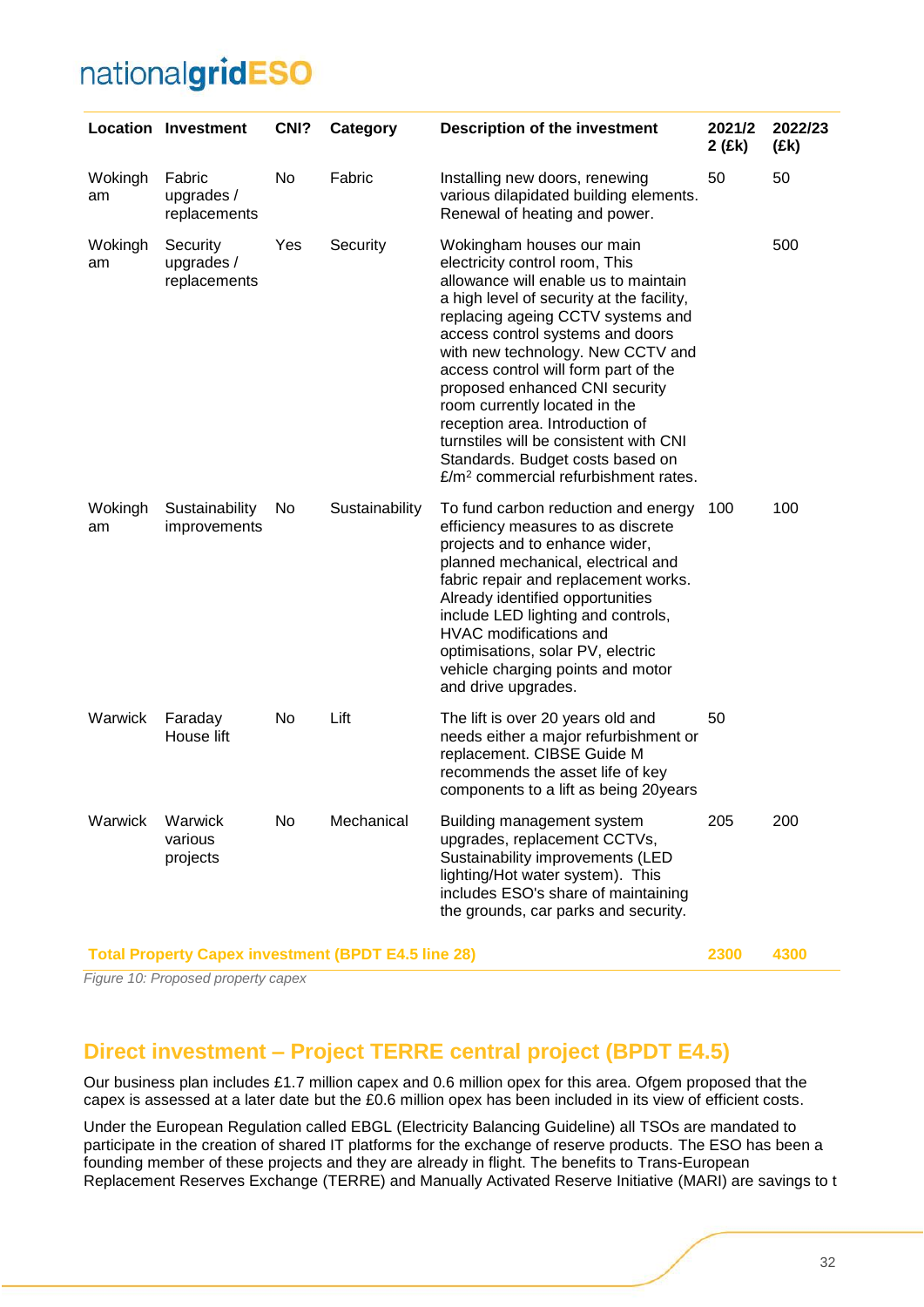| Location | Investment | CNI? | Category | Description of the investment | 2021/22 (£k) | 2022/23 (£k) |
|---|---|---|---|---|---|---|
| Wokingham | Fabric upgrades / replacements | No | Fabric | Installing new doors, renewing various dilapidated building elements. Renewal of heating and power. | 50 | 50 |
| Wokingham | Security upgrades / replacements | Yes | Security | Wokingham houses our main electricity control room, This allowance will enable us to maintain a high level of security at the facility, replacing ageing CCTV systems and access control systems and doors with new technology. New CCTV and access control will form part of the proposed enhanced CNI security room currently located in the reception area. Introduction of turnstiles will be consistent with CNI Standards. Budget costs based on £/m² commercial refurbishment rates. | | 500 |
| Wokingham | Sustainability improvements | No | Sustainability | To fund carbon reduction and energy efficiency measures to as discrete projects and to enhance wider, planned mechanical, electrical and fabric repair and replacement works. Already identified opportunities include LED lighting and controls, HVAC modifications and optimisations, solar PV, electric vehicle charging points and motor and drive upgrades. | 100 | 100 |
| Warwick | Faraday House lift | No | Lift | The lift is over 20 years old and needs either a major refurbishment or replacement. CIBSE Guide M recommends the asset life of key components to a lift as being 20years | 50 | |
| Warwick | Warwick various projects | No | Mechanical | Building management system upgrades, replacement CCTVs, Sustainability improvements (LED lighting/Hot water system). This includes ESO's share of maintaining the grounds, car parks and security. | 205 | 200 |
| **Total Property Capex investment (BPDT E4.5 line 28)** | | | | | **2300** | **4300** |

*Figure 10: Proposed property capex*

## Direct investment – Project TERRE central project (BPDT E4.5)

Our business plan includes £1.7 million capex and 0.6 million opex for this area. Ofgem proposed that the capex is assessed at a later date but the £0.6 million opex has been included in its view of efficient costs.

Under the European Regulation called EBGL (Electricity Balancing Guideline) all TSOs are mandated to participate in the creation of shared IT platforms for the exchange of reserve products. The ESO has been a founding member of these projects and they are already in flight. The benefits to Trans-European Replacement Reserves Exchange (TERRE) and Manually Activated Reserve Initiative (MARI) are savings to t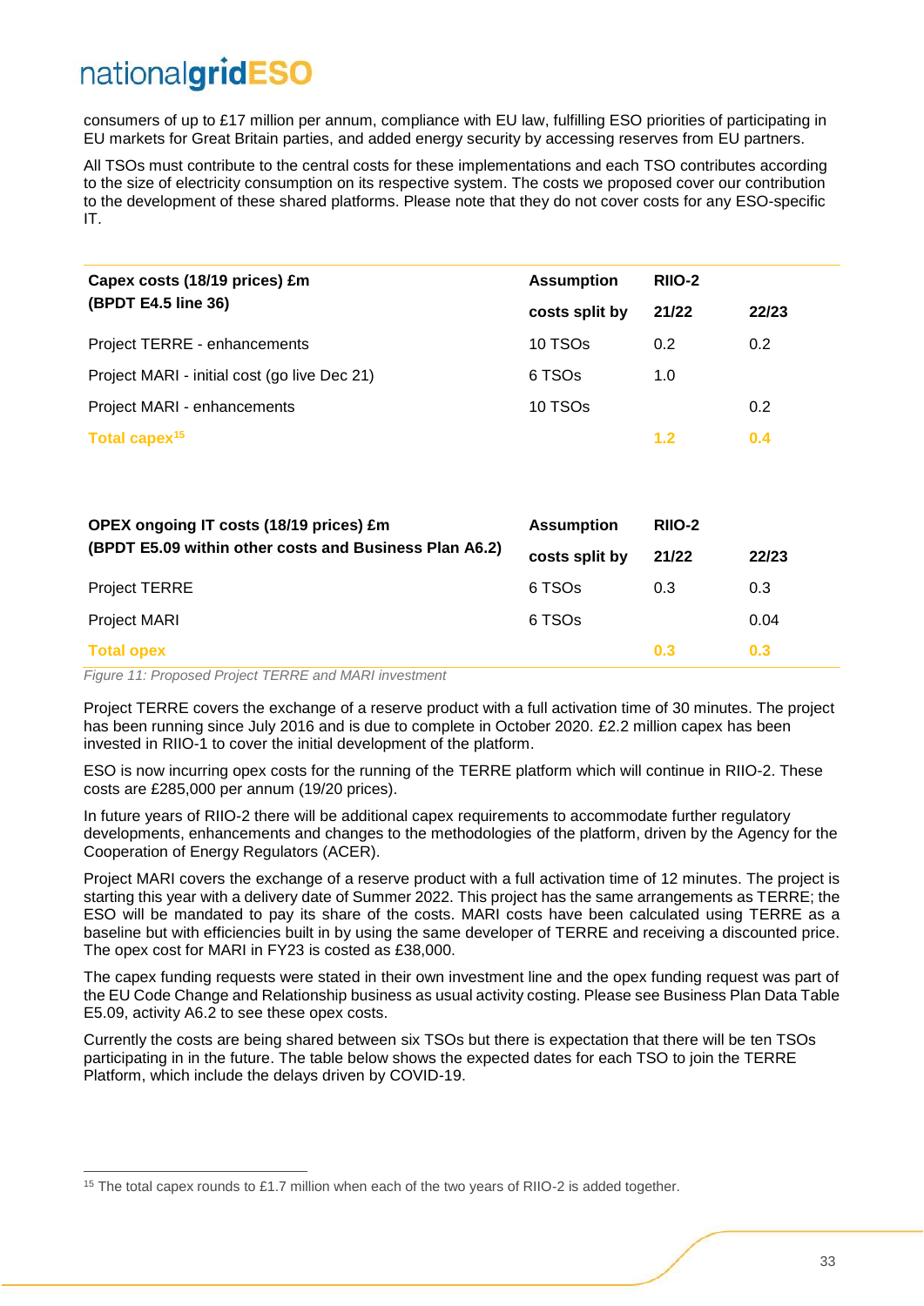consumers of up to £17 million per annum, compliance with EU law, fulfilling ESO priorities of participating in EU markets for Great Britain parties, and added energy security by accessing reserves from EU partners.

All TSOs must contribute to the central costs for these implementations and each TSO contributes according to the size of electricity consumption on its respective system. The costs we proposed cover our contribution to the development of these shared platforms. Please note that they do not cover costs for any ESO-specific IT.

| **Capex costs (18/19 prices) £m (BPDT E4.5 line 36)** | **Assumption costs split by** | **RIIO-2 21/22** | **22/23** |
|---|---|---|---|
| Project TERRE - enhancements | 10 TSOs | 0.2 | 0.2 |
| Project MARI - initial cost (go live Dec 21) | 6 TSOs | 1.0 | |
| Project MARI - enhancements | 10 TSOs | | 0.2 |
| **Total capex[15]** | | **1.2** | **0.4** |

| **OPEX ongoing IT costs (18/19 prices) £m (BPDT E5.09 within other costs and Business Plan A6.2)** | **Assumption costs split by** | **RIIO-2 21/22** | **22/23** |
|---|---|---|---|
| Project TERRE | 6 TSOs | 0.3 | 0.3 |
| Project MARI | 6 TSOs | | 0.04 |
| **Total opex** | | **0.3** | **0.3** |

*Figure 11: Proposed Project TERRE and MARI investment*

Project TERRE covers the exchange of a reserve product with a full activation time of 30 minutes. The project has been running since July 2016 and is due to complete in October 2020. £2.2 million capex has been invested in RIIO-1 to cover the initial development of the platform.

ESO is now incurring opex costs for the running of the TERRE platform which will continue in RIIO-2. These costs are £285,000 per annum (19/20 prices).

In future years of RIIO-2 there will be additional capex requirements to accommodate further regulatory developments, enhancements and changes to the methodologies of the platform, driven by the Agency for the Cooperation of Energy Regulators (ACER).

Project MARI covers the exchange of a reserve product with a full activation time of 12 minutes. The project is starting this year with a delivery date of Summer 2022. This project has the same arrangements as TERRE; the ESO will be mandated to pay its share of the costs. MARI costs have been calculated using TERRE as a baseline but with efficiencies built in by using the same developer of TERRE and receiving a discounted price. The opex cost for MARI in FY23 is costed as £38,000.

The capex funding requests were stated in their own investment line and the opex funding request was part of the EU Code Change and Relationship business as usual activity costing. Please see Business Plan Data Table E5.09, activity A6.2 to see these opex costs.

Currently the costs are being shared between six TSOs but there is expectation that there will be ten TSOs participating in in the future. The table below shows the expected dates for each TSO to join the TERRE Platform, which include the delays driven by COVID-19.

---

[15] The total capex rounds to £1.7 million when each of the two years of RIIO-2 is added together.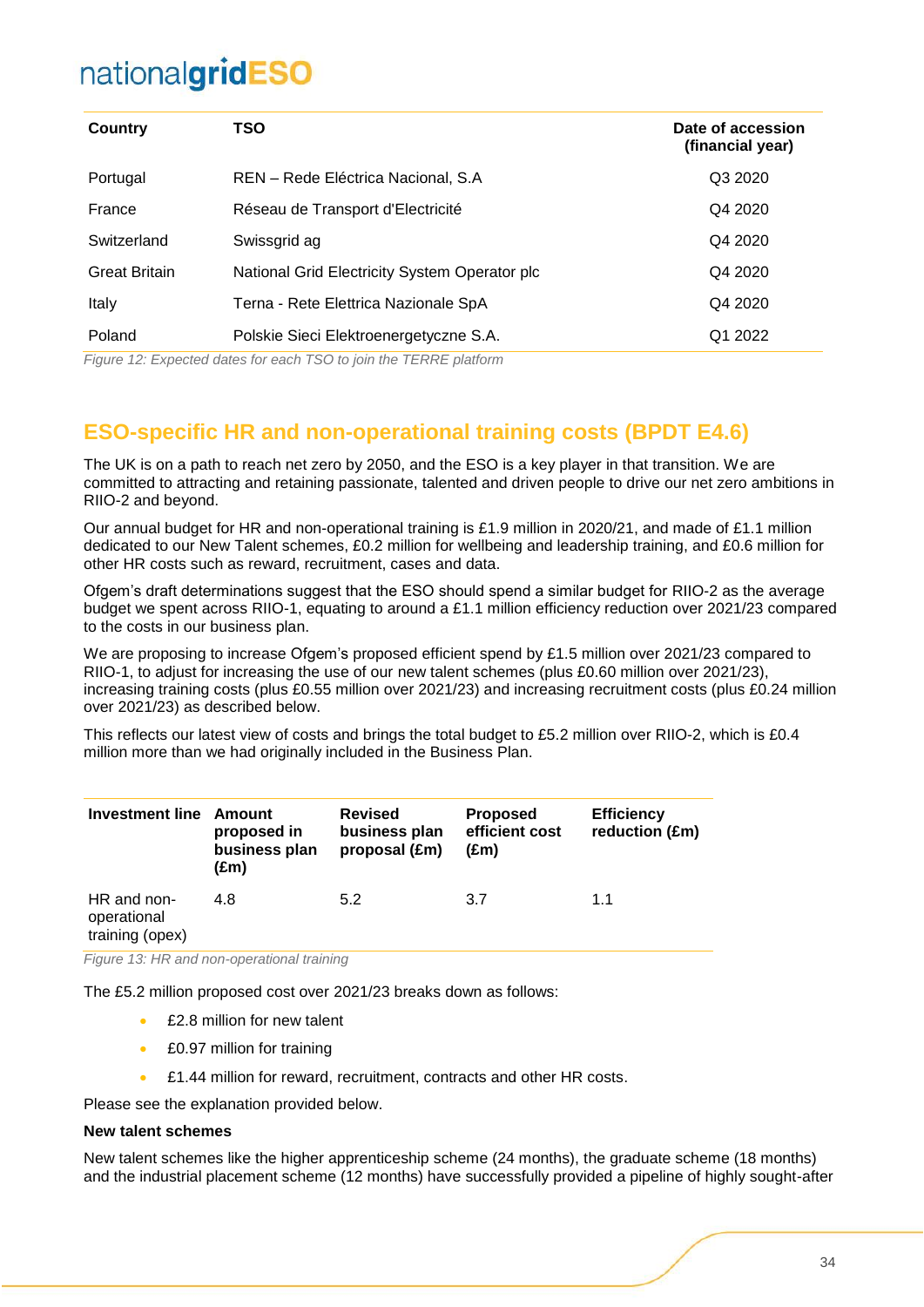| Country | TSO | Date of accession (financial year) |
|---|---|---|
| Portugal | REN – Rede Eléctrica Nacional, S.A | Q3 2020 |
| France | Réseau de Transport d'Electricité | Q4 2020 |
| Switzerland | Swissgrid ag | Q4 2020 |
| Great Britain | National Grid Electricity System Operator plc | Q4 2020 |
| Italy | Terna - Rete Elettrica Nazionale SpA | Q4 2020 |
| Poland | Polskie Sieci Elektroenergetyczne S.A. | Q1 2022 |

*Figure 12: Expected dates for each TSO to join the TERRE platform*

## ESO-specific HR and non-operational training costs (BPDT E4.6)

The UK is on a path to reach net zero by 2050, and the ESO is a key player in that transition. We are committed to attracting and retaining passionate, talented and driven people to drive our net zero ambitions in RIIO-2 and beyond.

Our annual budget for HR and non-operational training is £1.9 million in 2020/21, and made of £1.1 million dedicated to our New Talent schemes, £0.2 million for wellbeing and leadership training, and £0.6 million for other HR costs such as reward, recruitment, cases and data.

Ofgem's draft determinations suggest that the ESO should spend a similar budget for RIIO-2 as the average budget we spent across RIIO-1, equating to around a £1.1 million efficiency reduction over 2021/23 compared to the costs in our business plan.

We are proposing to increase Ofgem's proposed efficient spend by £1.5 million over 2021/23 compared to RIIO-1, to adjust for increasing the use of our new talent schemes (plus £0.60 million over 2021/23), increasing training costs (plus £0.55 million over 2021/23) and increasing recruitment costs (plus £0.24 million over 2021/23) as described below.

This reflects our latest view of costs and brings the total budget to £5.2 million over RIIO-2, which is £0.4 million more than we had originally included in the Business Plan.

| Investment line | Amount proposed in business plan (£m) | Revised business plan proposal (£m) | Proposed efficient cost (£m) | Efficiency reduction (£m) |
|---|---|---|---|---|
| HR and non-operational training (opex) | 4.8 | 5.2 | 3.7 | 1.1 |

*Figure 13: HR and non-operational training*

The £5.2 million proposed cost over 2021/23 breaks down as follows:

- £2.8 million for new talent
- £0.97 million for training
- £1.44 million for reward, recruitment, contracts and other HR costs.

Please see the explanation provided below.

**New talent schemes**

New talent schemes like the higher apprenticeship scheme (24 months), the graduate scheme (18 months) and the industrial placement scheme (12 months) have successfully provided a pipeline of highly sought-after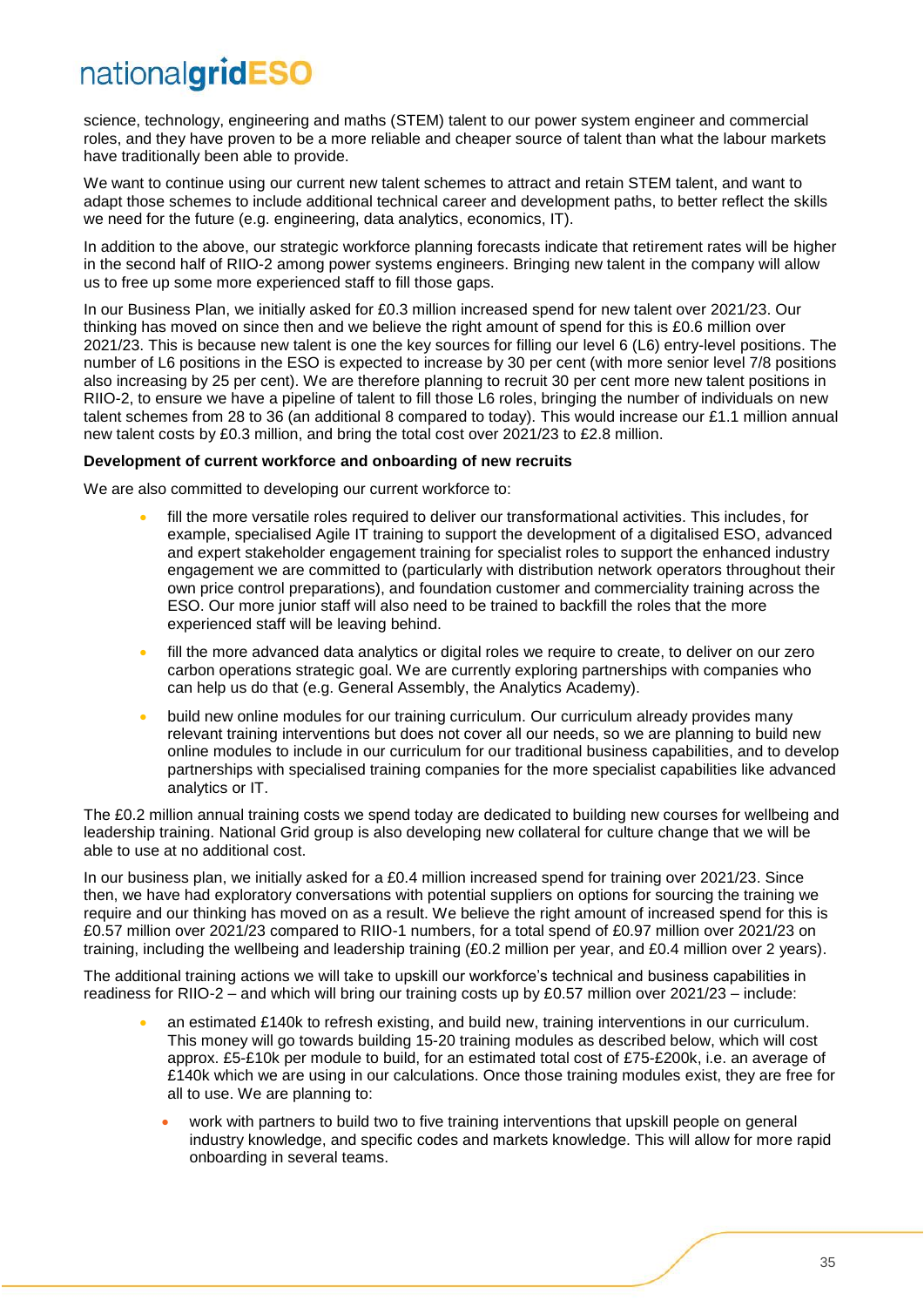science, technology, engineering and maths (STEM) talent to our power system engineer and commercial roles, and they have proven to be a more reliable and cheaper source of talent than what the labour markets have traditionally been able to provide.

We want to continue using our current new talent schemes to attract and retain STEM talent, and want to adapt those schemes to include additional technical career and development paths, to better reflect the skills we need for the future (e.g. engineering, data analytics, economics, IT).

In addition to the above, our strategic workforce planning forecasts indicate that retirement rates will be higher in the second half of RIIO-2 among power systems engineers. Bringing new talent in the company will allow us to free up some more experienced staff to fill those gaps.

In our Business Plan, we initially asked for £0.3 million increased spend for new talent over 2021/23. Our thinking has moved on since then and we believe the right amount of spend for this is £0.6 million over 2021/23. This is because new talent is one the key sources for filling our level 6 (L6) entry-level positions. The number of L6 positions in the ESO is expected to increase by 30 per cent (with more senior level 7/8 positions also increasing by 25 per cent). We are therefore planning to recruit 30 per cent more new talent positions in RIIO-2, to ensure we have a pipeline of talent to fill those L6 roles, bringing the number of individuals on new talent schemes from 28 to 36 (an additional 8 compared to today). This would increase our £1.1 million annual new talent costs by £0.3 million, and bring the total cost over 2021/23 to £2.8 million.

**Development of current workforce and onboarding of new recruits**

We are also committed to developing our current workforce to:

- fill the more versatile roles required to deliver our transformational activities. This includes, for example, specialised Agile IT training to support the development of a digitalised ESO, advanced and expert stakeholder engagement training for specialist roles to support the enhanced industry engagement we are committed to (particularly with distribution network operators throughout their own price control preparations), and foundation customer and commerciality training across the ESO. Our more junior staff will also need to be trained to backfill the roles that the more experienced staff will be leaving behind.
- fill the more advanced data analytics or digital roles we require to create, to deliver on our zero carbon operations strategic goal. We are currently exploring partnerships with companies who can help us do that (e.g. General Assembly, the Analytics Academy).
- build new online modules for our training curriculum. Our curriculum already provides many relevant training interventions but does not cover all our needs, so we are planning to build new online modules to include in our curriculum for our traditional business capabilities, and to develop partnerships with specialised training companies for the more specialist capabilities like advanced analytics or IT.

The £0.2 million annual training costs we spend today are dedicated to building new courses for wellbeing and leadership training. National Grid group is also developing new collateral for culture change that we will be able to use at no additional cost.

In our business plan, we initially asked for a £0.4 million increased spend for training over 2021/23. Since then, we have had exploratory conversations with potential suppliers on options for sourcing the training we require and our thinking has moved on as a result. We believe the right amount of increased spend for this is £0.57 million over 2021/23 compared to RIIO-1 numbers, for a total spend of £0.97 million over 2021/23 on training, including the wellbeing and leadership training (£0.2 million per year, and £0.4 million over 2 years).

The additional training actions we will take to upskill our workforce's technical and business capabilities in readiness for RIIO-2 – and which will bring our training costs up by £0.57 million over 2021/23 – include:

- an estimated £140k to refresh existing, and build new, training interventions in our curriculum. This money will go towards building 15-20 training modules as described below, which will cost approx. £5-£10k per module to build, for an estimated total cost of £75-£200k, i.e. an average of £140k which we are using in our calculations. Once those training modules exist, they are free for all to use. We are planning to:
  - work with partners to build two to five training interventions that upskill people on general industry knowledge, and specific codes and markets knowledge. This will allow for more rapid onboarding in several teams.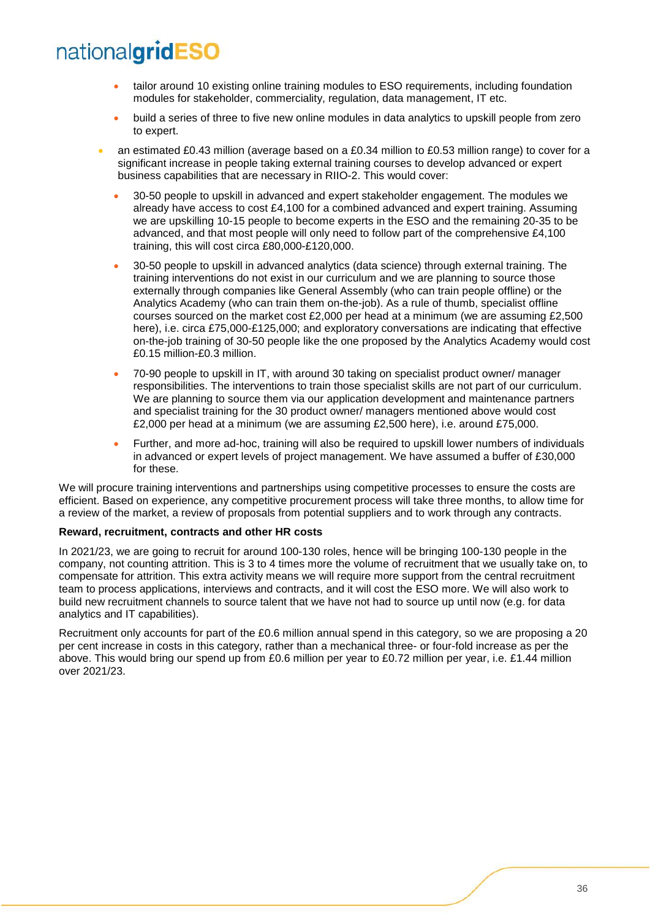- tailor around 10 existing online training modules to ESO requirements, including foundation modules for stakeholder, commerciality, regulation, data management, IT etc.
  - build a series of three to five new online modules in data analytics to upskill people from zero to expert.
- an estimated £0.43 million (average based on a £0.34 million to £0.53 million range) to cover for a significant increase in people taking external training courses to develop advanced or expert business capabilities that are necessary in RIIO-2. This would cover:
  - 30-50 people to upskill in advanced and expert stakeholder engagement. The modules we already have access to cost £4,100 for a combined advanced and expert training. Assuming we are upskilling 10-15 people to become experts in the ESO and the remaining 20-35 to be advanced, and that most people will only need to follow part of the comprehensive £4,100 training, this will cost circa £80,000-£120,000.
  - 30-50 people to upskill in advanced analytics (data science) through external training. The training interventions do not exist in our curriculum and we are planning to source those externally through companies like General Assembly (who can train people offline) or the Analytics Academy (who can train them on-the-job). As a rule of thumb, specialist offline courses sourced on the market cost £2,000 per head at a minimum (we are assuming £2,500 here), i.e. circa £75,000-£125,000; and exploratory conversations are indicating that effective on-the-job training of 30-50 people like the one proposed by the Analytics Academy would cost £0.15 million-£0.3 million.
  - 70-90 people to upskill in IT, with around 30 taking on specialist product owner/ manager responsibilities. The interventions to train those specialist skills are not part of our curriculum. We are planning to source them via our application development and maintenance partners and specialist training for the 30 product owner/ managers mentioned above would cost £2,000 per head at a minimum (we are assuming £2,500 here), i.e. around £75,000.
  - Further, and more ad-hoc, training will also be required to upskill lower numbers of individuals in advanced or expert levels of project management. We have assumed a buffer of £30,000 for these.

We will procure training interventions and partnerships using competitive processes to ensure the costs are efficient. Based on experience, any competitive procurement process will take three months, to allow time for a review of the market, a review of proposals from potential suppliers and to work through any contracts.

**Reward, recruitment, contracts and other HR costs**

In 2021/23, we are going to recruit for around 100-130 roles, hence will be bringing 100-130 people in the company, not counting attrition. This is 3 to 4 times more the volume of recruitment that we usually take on, to compensate for attrition. This extra activity means we will require more support from the central recruitment team to process applications, interviews and contracts, and it will cost the ESO more. We will also work to build new recruitment channels to source talent that we have not had to source up until now (e.g. for data analytics and IT capabilities).

Recruitment only accounts for part of the £0.6 million annual spend in this category, so we are proposing a 20 per cent increase in costs in this category, rather than a mechanical three- or four-fold increase as per the above. This would bring our spend up from £0.6 million per year to £0.72 million per year, i.e. £1.44 million over 2021/23.